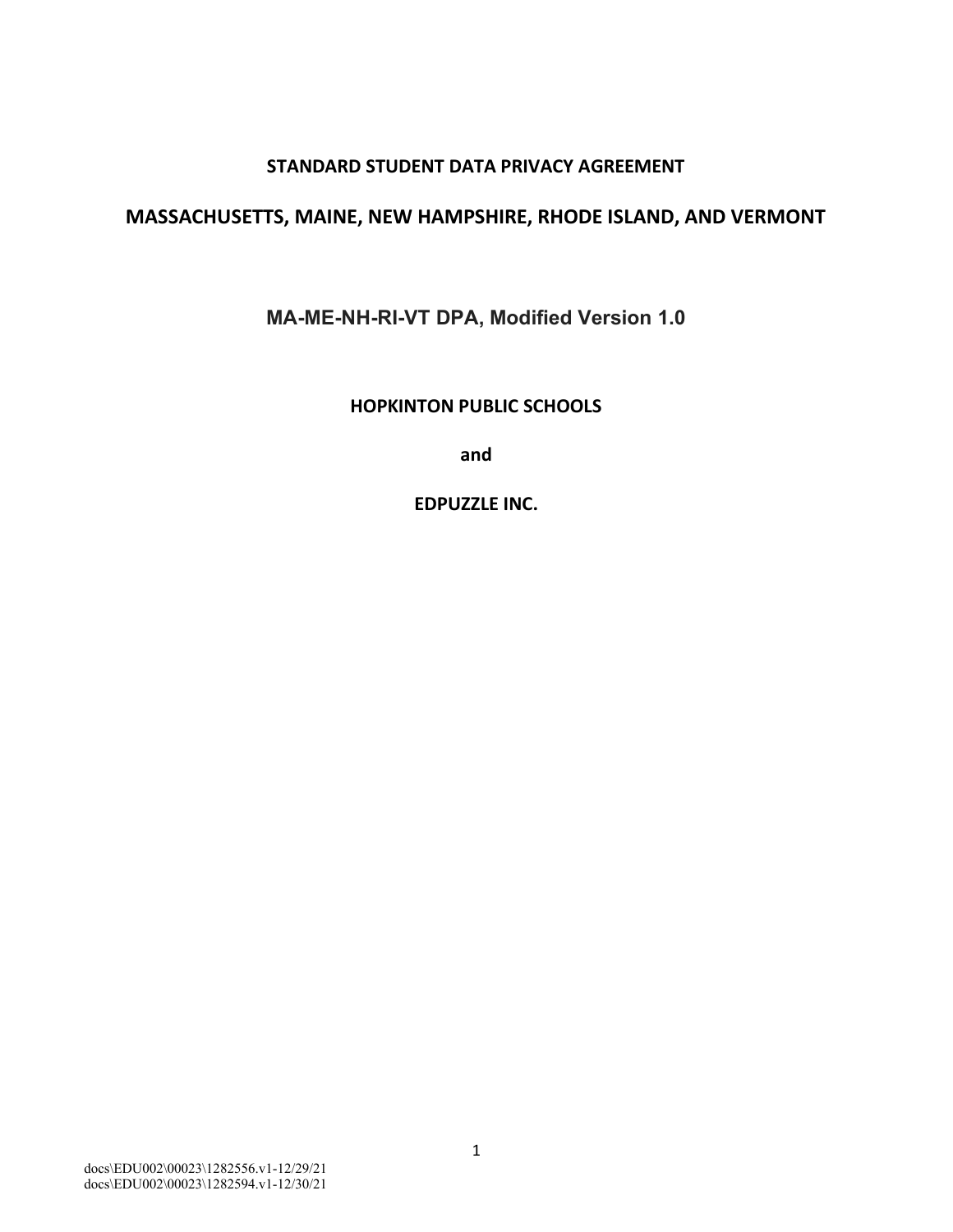# STANDARD STUDENT DATA PRIVACY AGREEMENT

## MASSACHUSETTS, MAINE, NEW HAMPSHIRE, RHODE ISLAND, AND VERMONT

### MA-ME-NH-RI-VT DPA, Modified Version 1.0

**HOPKINTON PUBLIC SCHOOLS**

**and**

**EDPUZZLE INC.**

docs\EDU002\00023\1282556.v1-12/29/21
docs\EDU002\00023\1282594.v1-12/30/21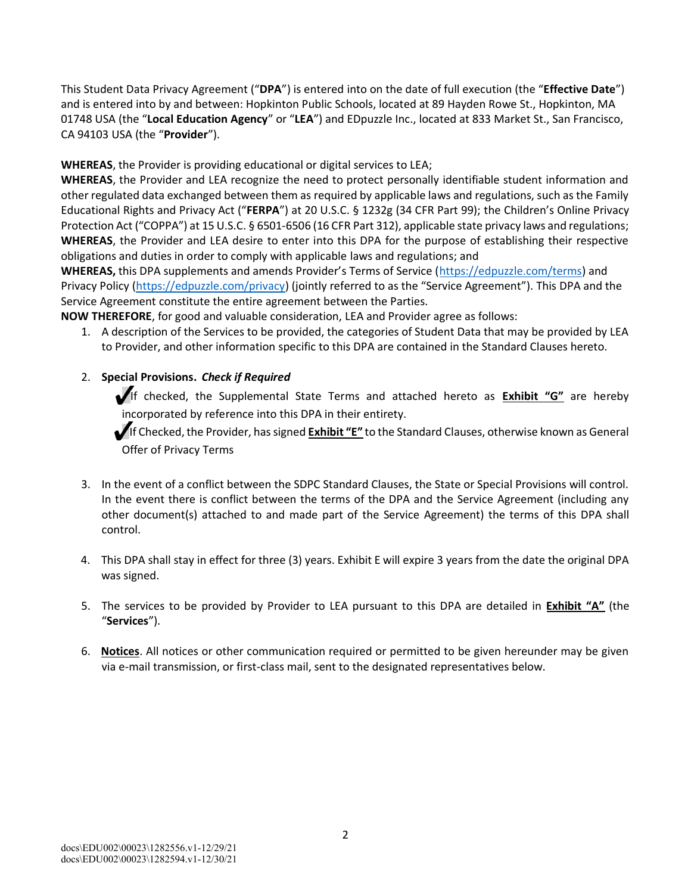This Student Data Privacy Agreement ("**DPA**") is entered into on the date of full execution (the "**Effective Date**") and is entered into by and between: Hopkinton Public Schools, located at 89 Hayden Rowe St., Hopkinton, MA 01748 USA (the "**Local Education Agency**" or "**LEA**") and EDpuzzle Inc., located at 833 Market St., San Francisco, CA 94103 USA (the "**Provider**").

**WHEREAS**, the Provider is providing educational or digital services to LEA;

**WHEREAS**, the Provider and LEA recognize the need to protect personally identifiable student information and other regulated data exchanged between them as required by applicable laws and regulations, such as the Family Educational Rights and Privacy Act ("**FERPA**") at 20 U.S.C. § 1232g (34 CFR Part 99); the Children's Online Privacy Protection Act ("COPPA") at 15 U.S.C. § 6501-6506 (16 CFR Part 312), applicable state privacy laws and regulations;

**WHEREAS**, the Provider and LEA desire to enter into this DPA for the purpose of establishing their respective obligations and duties in order to comply with applicable laws and regulations; and

**WHEREAS,** this DPA supplements and amends Provider's Terms of Service (https://edpuzzle.com/terms) and Privacy Policy (https://edpuzzle.com/privacy) (jointly referred to as the "Service Agreement"). This DPA and the Service Agreement constitute the entire agreement between the Parties.

**NOW THEREFORE**, for good and valuable consideration, LEA and Provider agree as follows:

1. A description of the Services to be provided, the categories of Student Data that may be provided by LEA to Provider, and other information specific to this DPA are contained in the Standard Clauses hereto.

2. **Special Provisions.** ***Check if Required***

   ✔ If checked, the Supplemental State Terms and attached hereto as **Exhibit "G"** are hereby incorporated by reference into this DPA in their entirety.

   ✔ If Checked, the Provider, has signed **Exhibit "E"** to the Standard Clauses, otherwise known as General Offer of Privacy Terms

3. In the event of a conflict between the SDPC Standard Clauses, the State or Special Provisions will control. In the event there is conflict between the terms of the DPA and the Service Agreement (including any other document(s) attached to and made part of the Service Agreement) the terms of this DPA shall control.

4. This DPA shall stay in effect for three (3) years. Exhibit E will expire 3 years from the date the original DPA was signed.

5. The services to be provided by Provider to LEA pursuant to this DPA are detailed in **Exhibit "A"** (the "**Services**").

6. **Notices**. All notices or other communication required or permitted to be given hereunder may be given via e-mail transmission, or first-class mail, sent to the designated representatives below.

docs\EDU002\00023\1282556.v1-12/29/21
docs\EDU002\00023\1282594.v1-12/30/21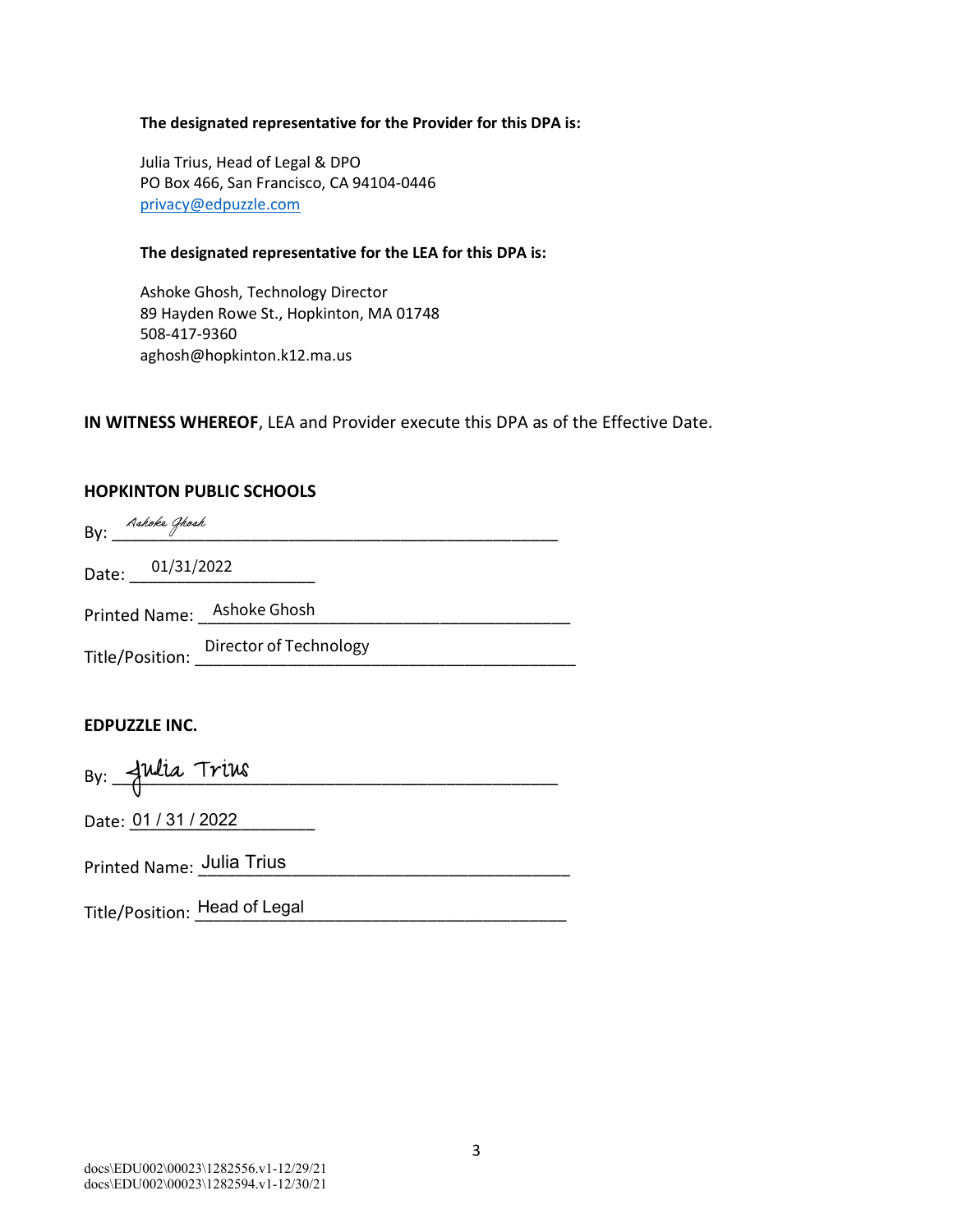**The designated representative for the Provider for this DPA is:**

Julia Trius, Head of Legal & DPO
PO Box 466, San Francisco, CA 94104-0446
privacy@edpuzzle.com

**The designated representative for the LEA for this DPA is:**

Ashoke Ghosh, Technology Director
89 Hayden Rowe St., Hopkinton, MA 01748
508-417-9360
aghosh@hopkinton.k12.ma.us

**IN WITNESS WHEREOF**, LEA and Provider execute this DPA as of the Effective Date.

**HOPKINTON PUBLIC SCHOOLS**

By: Ashoke Ghosh

Date: 01/31/2022

Printed Name: Ashoke Ghosh

Title/Position: Director of Technology

**EDPUZZLE INC.**

By: Julia Trius

Date: 01 / 31 / 2022

Printed Name: Julia Trius

Title/Position: Head of Legal

docs\EDU002\00023\1282556.v1-12/29/21
docs\EDU002\00023\1282594.v1-12/30/21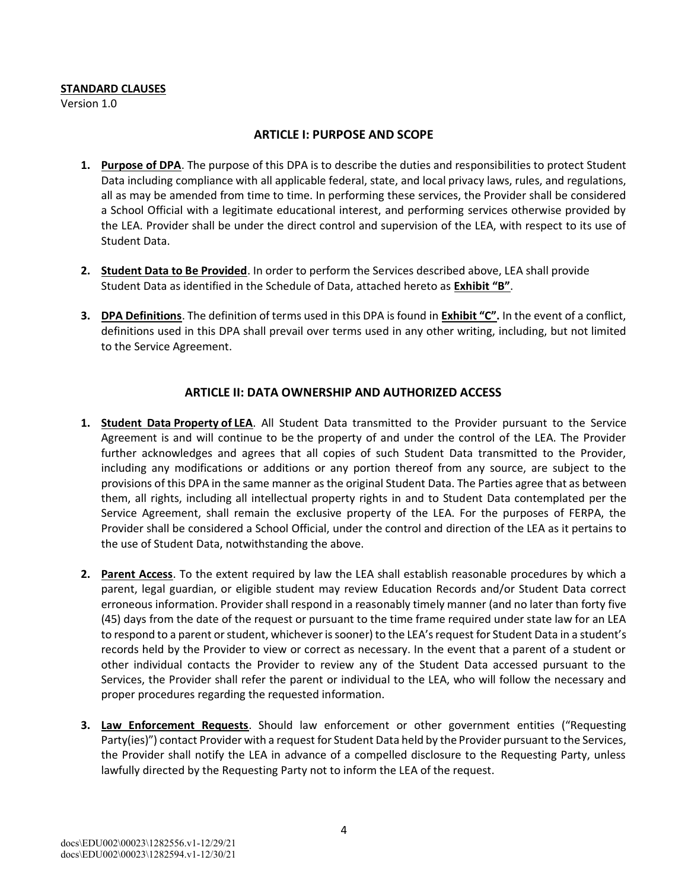**STANDARD CLAUSES**

Version 1.0

## ARTICLE I: PURPOSE AND SCOPE

1. **Purpose of DPA**. The purpose of this DPA is to describe the duties and responsibilities to protect Student Data including compliance with all applicable federal, state, and local privacy laws, rules, and regulations, all as may be amended from time to time. In performing these services, the Provider shall be considered a School Official with a legitimate educational interest, and performing services otherwise provided by the LEA. Provider shall be under the direct control and supervision of the LEA, with respect to its use of Student Data.

2. **Student Data to Be Provided**. In order to perform the Services described above, LEA shall provide Student Data as identified in the Schedule of Data, attached hereto as **Exhibit "B"**.

3. **DPA Definitions**. The definition of terms used in this DPA is found in **Exhibit "C".** In the event of a conflict, definitions used in this DPA shall prevail over terms used in any other writing, including, but not limited to the Service Agreement.

## ARTICLE II: DATA OWNERSHIP AND AUTHORIZED ACCESS

1. **Student Data Property of LEA**. All Student Data transmitted to the Provider pursuant to the Service Agreement is and will continue to be the property of and under the control of the LEA. The Provider further acknowledges and agrees that all copies of such Student Data transmitted to the Provider, including any modifications or additions or any portion thereof from any source, are subject to the provisions of this DPA in the same manner as the original Student Data. The Parties agree that as between them, all rights, including all intellectual property rights in and to Student Data contemplated per the Service Agreement, shall remain the exclusive property of the LEA. For the purposes of FERPA, the Provider shall be considered a School Official, under the control and direction of the LEA as it pertains to the use of Student Data, notwithstanding the above.

2. **Parent Access**. To the extent required by law the LEA shall establish reasonable procedures by which a parent, legal guardian, or eligible student may review Education Records and/or Student Data correct erroneous information. Provider shall respond in a reasonably timely manner (and no later than forty five (45) days from the date of the request or pursuant to the time frame required under state law for an LEA to respond to a parent or student, whichever is sooner) to the LEA's request for Student Data in a student's records held by the Provider to view or correct as necessary. In the event that a parent of a student or other individual contacts the Provider to review any of the Student Data accessed pursuant to the Services, the Provider shall refer the parent or individual to the LEA, who will follow the necessary and proper procedures regarding the requested information.

3. **Law Enforcement Requests**. Should law enforcement or other government entities ("Requesting Party(ies)") contact Provider with a request for Student Data held by the Provider pursuant to the Services, the Provider shall notify the LEA in advance of a compelled disclosure to the Requesting Party, unless lawfully directed by the Requesting Party not to inform the LEA of the request.

docs\EDU002\00023\1282556.v1-12/29/21
docs\EDU002\00023\1282594.v1-12/30/21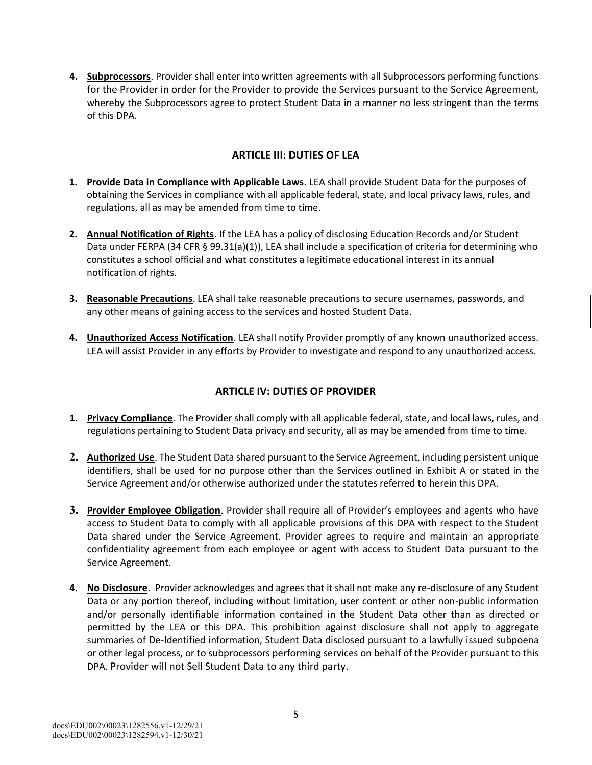4. **Subprocessors**. Provider shall enter into written agreements with all Subprocessors performing functions for the Provider in order for the Provider to provide the Services pursuant to the Service Agreement, whereby the Subprocessors agree to protect Student Data in a manner no less stringent than the terms of this DPA.

## ARTICLE III: DUTIES OF LEA

1. **Provide Data in Compliance with Applicable Laws**. LEA shall provide Student Data for the purposes of obtaining the Services in compliance with all applicable federal, state, and local privacy laws, rules, and regulations, all as may be amended from time to time.

2. **Annual Notification of Rights**. If the LEA has a policy of disclosing Education Records and/or Student Data under FERPA (34 CFR § 99.31(a)(1)), LEA shall include a specification of criteria for determining who constitutes a school official and what constitutes a legitimate educational interest in its annual notification of rights.

3. **Reasonable Precautions**. LEA shall take reasonable precautions to secure usernames, passwords, and any other means of gaining access to the services and hosted Student Data.

4. **Unauthorized Access Notification**. LEA shall notify Provider promptly of any known unauthorized access. LEA will assist Provider in any efforts by Provider to investigate and respond to any unauthorized access.

## ARTICLE IV: DUTIES OF PROVIDER

1. **Privacy Compliance**. The Provider shall comply with all applicable federal, state, and local laws, rules, and regulations pertaining to Student Data privacy and security, all as may be amended from time to time.

2. **Authorized Use**. The Student Data shared pursuant to the Service Agreement, including persistent unique identifiers, shall be used for no purpose other than the Services outlined in Exhibit A or stated in the Service Agreement and/or otherwise authorized under the statutes referred to herein this DPA.

3. **Provider Employee Obligation**. Provider shall require all of Provider's employees and agents who have access to Student Data to comply with all applicable provisions of this DPA with respect to the Student Data shared under the Service Agreement. Provider agrees to require and maintain an appropriate confidentiality agreement from each employee or agent with access to Student Data pursuant to the Service Agreement.

4. **No Disclosure**. Provider acknowledges and agrees that it shall not make any re-disclosure of any Student Data or any portion thereof, including without limitation, user content or other non-public information and/or personally identifiable information contained in the Student Data other than as directed or permitted by the LEA or this DPA. This prohibition against disclosure shall not apply to aggregate summaries of De-Identified information, Student Data disclosed pursuant to a lawfully issued subpoena or other legal process, or to subprocessors performing services on behalf of the Provider pursuant to this DPA. Provider will not Sell Student Data to any third party.

docs\EDU002\00023\1282556.v1-12/29/21
docs\EDU002\00023\1282594.v1-12/30/21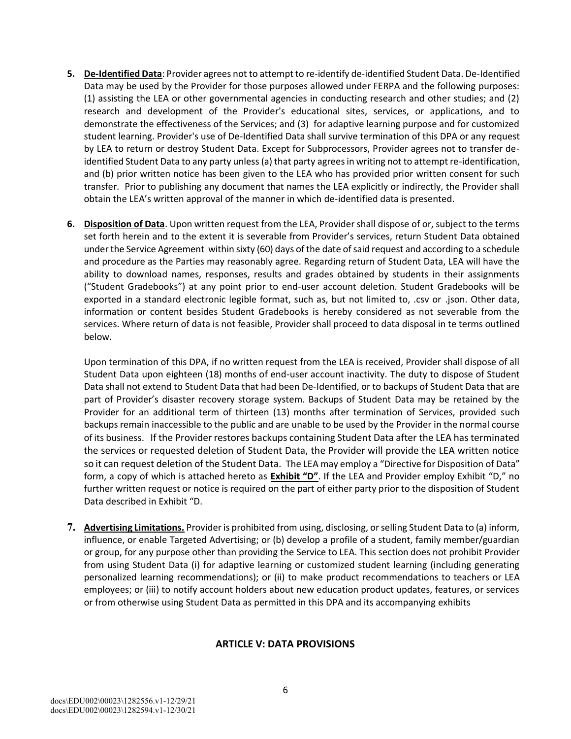5. **De-Identified Data**: Provider agrees not to attempt to re-identify de-identified Student Data. De-Identified Data may be used by the Provider for those purposes allowed under FERPA and the following purposes: (1) assisting the LEA or other governmental agencies in conducting research and other studies; and (2) research and development of the Provider's educational sites, services, or applications, and to demonstrate the effectiveness of the Services; and (3) for adaptive learning purpose and for customized student learning. Provider's use of De-Identified Data shall survive termination of this DPA or any request by LEA to return or destroy Student Data. Except for Subprocessors, Provider agrees not to transfer de-identified Student Data to any party unless (a) that party agrees in writing not to attempt re-identification, and (b) prior written notice has been given to the LEA who has provided prior written consent for such transfer. Prior to publishing any document that names the LEA explicitly or indirectly, the Provider shall obtain the LEA's written approval of the manner in which de-identified data is presented.

6. **Disposition of Data**. Upon written request from the LEA, Provider shall dispose of or, subject to the terms set forth herein and to the extent it is severable from Provider's services, return Student Data obtained under the Service Agreement within sixty (60) days of the date of said request and according to a schedule and procedure as the Parties may reasonably agree. Regarding return of Student Data, LEA will have the ability to download names, responses, results and grades obtained by students in their assignments ("Student Gradebooks") at any point prior to end-user account deletion. Student Gradebooks will be exported in a standard electronic legible format, such as, but not limited to, .csv or .json. Other data, information or content besides Student Gradebooks is hereby considered as not severable from the services. Where return of data is not feasible, Provider shall proceed to data disposal in te terms outlined below.

   Upon termination of this DPA, if no written request from the LEA is received, Provider shall dispose of all Student Data upon eighteen (18) months of end-user account inactivity. The duty to dispose of Student Data shall not extend to Student Data that had been De-Identified, or to backups of Student Data that are part of Provider's disaster recovery storage system. Backups of Student Data may be retained by the Provider for an additional term of thirteen (13) months after termination of Services, provided such backups remain inaccessible to the public and are unable to be used by the Provider in the normal course of its business. If the Provider restores backups containing Student Data after the LEA has terminated the services or requested deletion of Student Data, the Provider will provide the LEA written notice so it can request deletion of the Student Data. The LEA may employ a "Directive for Disposition of Data" form, a copy of which is attached hereto as **Exhibit "D"**. If the LEA and Provider employ Exhibit "D," no further written request or notice is required on the part of either party prior to the disposition of Student Data described in Exhibit "D.

7. **Advertising Limitations.** Provider is prohibited from using, disclosing, or selling Student Data to (a) inform, influence, or enable Targeted Advertising; or (b) develop a profile of a student, family member/guardian or group, for any purpose other than providing the Service to LEA. This section does not prohibit Provider from using Student Data (i) for adaptive learning or customized student learning (including generating personalized learning recommendations); or (ii) to make product recommendations to teachers or LEA employees; or (iii) to notify account holders about new education product updates, features, or services or from otherwise using Student Data as permitted in this DPA and its accompanying exhibits

## ARTICLE V: DATA PROVISIONS

docs\EDU002\00023\1282556.v1-12/29/21
docs\EDU002\00023\1282594.v1-12/30/21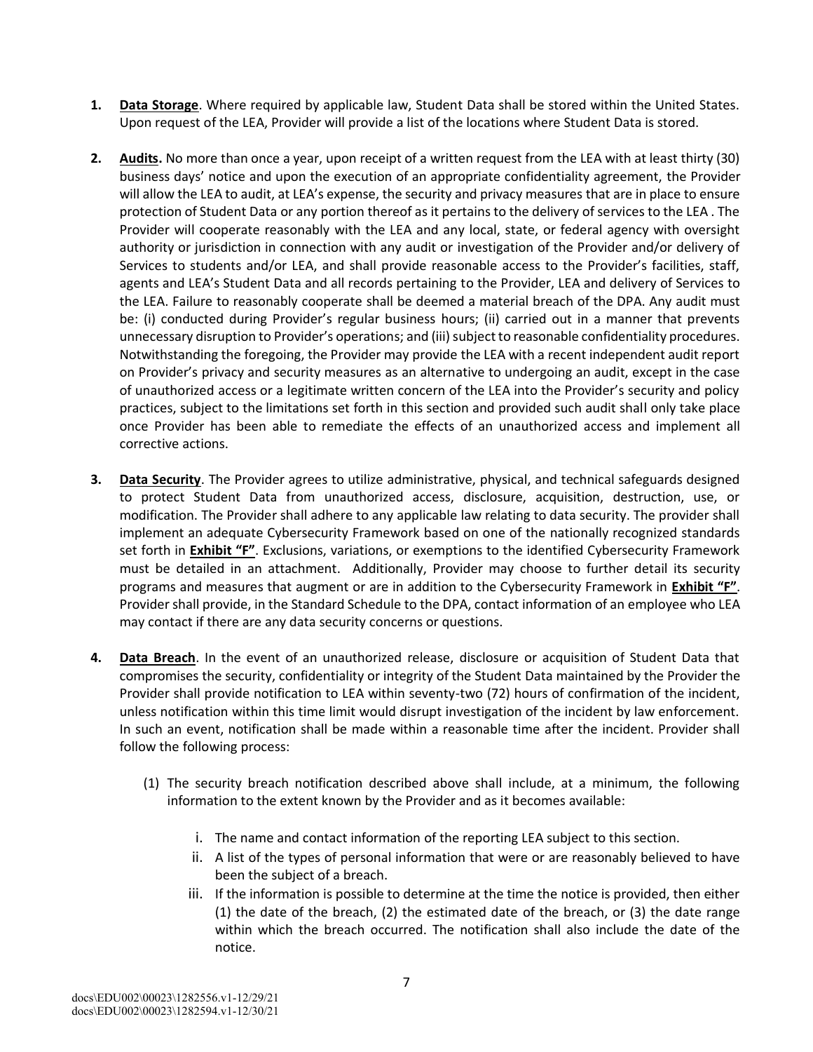1. **Data Storage**. Where required by applicable law, Student Data shall be stored within the United States. Upon request of the LEA, Provider will provide a list of the locations where Student Data is stored.

2. **Audits.** No more than once a year, upon receipt of a written request from the LEA with at least thirty (30) business days' notice and upon the execution of an appropriate confidentiality agreement, the Provider will allow the LEA to audit, at LEA's expense, the security and privacy measures that are in place to ensure protection of Student Data or any portion thereof as it pertains to the delivery of services to the LEA . The Provider will cooperate reasonably with the LEA and any local, state, or federal agency with oversight authority or jurisdiction in connection with any audit or investigation of the Provider and/or delivery of Services to students and/or LEA, and shall provide reasonable access to the Provider's facilities, staff, agents and LEA's Student Data and all records pertaining to the Provider, LEA and delivery of Services to the LEA. Failure to reasonably cooperate shall be deemed a material breach of the DPA. Any audit must be: (i) conducted during Provider's regular business hours; (ii) carried out in a manner that prevents unnecessary disruption to Provider's operations; and (iii) subject to reasonable confidentiality procedures. Notwithstanding the foregoing, the Provider may provide the LEA with a recent independent audit report on Provider's privacy and security measures as an alternative to undergoing an audit, except in the case of unauthorized access or a legitimate written concern of the LEA into the Provider's security and policy practices, subject to the limitations set forth in this section and provided such audit shall only take place once Provider has been able to remediate the effects of an unauthorized access and implement all corrective actions.

3. **Data Security**. The Provider agrees to utilize administrative, physical, and technical safeguards designed to protect Student Data from unauthorized access, disclosure, acquisition, destruction, use, or modification. The Provider shall adhere to any applicable law relating to data security. The provider shall implement an adequate Cybersecurity Framework based on one of the nationally recognized standards set forth in **Exhibit "F"**. Exclusions, variations, or exemptions to the identified Cybersecurity Framework must be detailed in an attachment. Additionally, Provider may choose to further detail its security programs and measures that augment or are in addition to the Cybersecurity Framework in **Exhibit "F"**. Provider shall provide, in the Standard Schedule to the DPA, contact information of an employee who LEA may contact if there are any data security concerns or questions.

4. **Data Breach**. In the event of an unauthorized release, disclosure or acquisition of Student Data that compromises the security, confidentiality or integrity of the Student Data maintained by the Provider the Provider shall provide notification to LEA within seventy-two (72) hours of confirmation of the incident, unless notification within this time limit would disrupt investigation of the incident by law enforcement. In such an event, notification shall be made within a reasonable time after the incident. Provider shall follow the following process:

   (1) The security breach notification described above shall include, at a minimum, the following information to the extent known by the Provider and as it becomes available:

      i. The name and contact information of the reporting LEA subject to this section.
      ii. A list of the types of personal information that were or are reasonably believed to have been the subject of a breach.
      iii. If the information is possible to determine at the time the notice is provided, then either (1) the date of the breach, (2) the estimated date of the breach, or (3) the date range within which the breach occurred. The notification shall also include the date of the notice.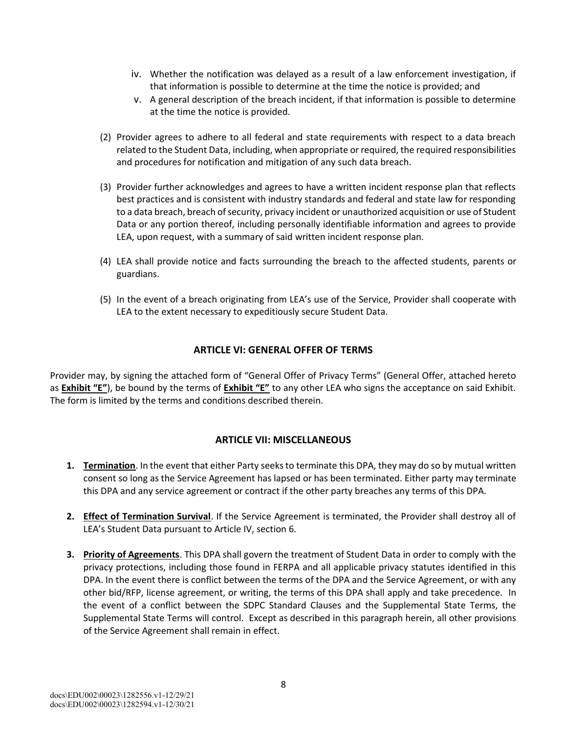iv. Whether the notification was delayed as a result of a law enforcement investigation, if that information is possible to determine at the time the notice is provided; and

v. A general description of the breach incident, if that information is possible to determine at the time the notice is provided.

(2) Provider agrees to adhere to all federal and state requirements with respect to a data breach related to the Student Data, including, when appropriate or required, the required responsibilities and procedures for notification and mitigation of any such data breach.

(3) Provider further acknowledges and agrees to have a written incident response plan that reflects best practices and is consistent with industry standards and federal and state law for responding to a data breach, breach of security, privacy incident or unauthorized acquisition or use of Student Data or any portion thereof, including personally identifiable information and agrees to provide LEA, upon request, with a summary of said written incident response plan.

(4) LEA shall provide notice and facts surrounding the breach to the affected students, parents or guardians.

(5) In the event of a breach originating from LEA's use of the Service, Provider shall cooperate with LEA to the extent necessary to expeditiously secure Student Data.

## ARTICLE VI: GENERAL OFFER OF TERMS

Provider may, by signing the attached form of "General Offer of Privacy Terms" (General Offer, attached hereto as **Exhibit "E"**), be bound by the terms of **Exhibit "E"** to any other LEA who signs the acceptance on said Exhibit. The form is limited by the terms and conditions described therein.

## ARTICLE VII: MISCELLANEOUS

1. **Termination**. In the event that either Party seeks to terminate this DPA, they may do so by mutual written consent so long as the Service Agreement has lapsed or has been terminated. Either party may terminate this DPA and any service agreement or contract if the other party breaches any terms of this DPA.

2. **Effect of Termination Survival**. If the Service Agreement is terminated, the Provider shall destroy all of LEA's Student Data pursuant to Article IV, section 6.

3. **Priority of Agreements**. This DPA shall govern the treatment of Student Data in order to comply with the privacy protections, including those found in FERPA and all applicable privacy statutes identified in this DPA. In the event there is conflict between the terms of the DPA and the Service Agreement, or with any other bid/RFP, license agreement, or writing, the terms of this DPA shall apply and take precedence. In the event of a conflict between the SDPC Standard Clauses and the Supplemental State Terms, the Supplemental State Terms will control. Except as described in this paragraph herein, all other provisions of the Service Agreement shall remain in effect.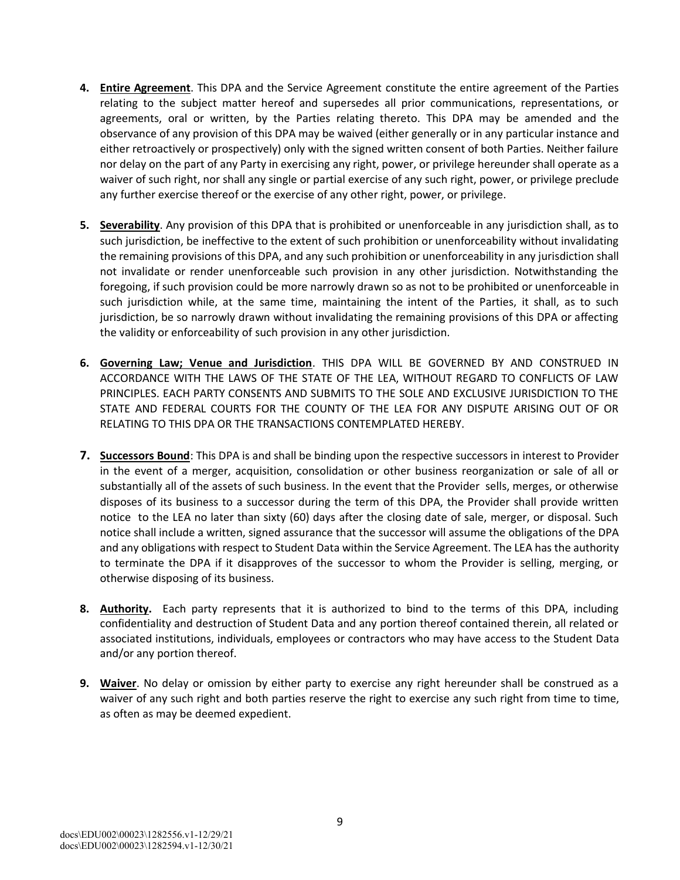4. **Entire Agreement**. This DPA and the Service Agreement constitute the entire agreement of the Parties relating to the subject matter hereof and supersedes all prior communications, representations, or agreements, oral or written, by the Parties relating thereto. This DPA may be amended and the observance of any provision of this DPA may be waived (either generally or in any particular instance and either retroactively or prospectively) only with the signed written consent of both Parties. Neither failure nor delay on the part of any Party in exercising any right, power, or privilege hereunder shall operate as a waiver of such right, nor shall any single or partial exercise of any such right, power, or privilege preclude any further exercise thereof or the exercise of any other right, power, or privilege.

5. **Severability**. Any provision of this DPA that is prohibited or unenforceable in any jurisdiction shall, as to such jurisdiction, be ineffective to the extent of such prohibition or unenforceability without invalidating the remaining provisions of this DPA, and any such prohibition or unenforceability in any jurisdiction shall not invalidate or render unenforceable such provision in any other jurisdiction. Notwithstanding the foregoing, if such provision could be more narrowly drawn so as not to be prohibited or unenforceable in such jurisdiction while, at the same time, maintaining the intent of the Parties, it shall, as to such jurisdiction, be so narrowly drawn without invalidating the remaining provisions of this DPA or affecting the validity or enforceability of such provision in any other jurisdiction.

6. **Governing Law; Venue and Jurisdiction**. THIS DPA WILL BE GOVERNED BY AND CONSTRUED IN ACCORDANCE WITH THE LAWS OF THE STATE OF THE LEA, WITHOUT REGARD TO CONFLICTS OF LAW PRINCIPLES. EACH PARTY CONSENTS AND SUBMITS TO THE SOLE AND EXCLUSIVE JURISDICTION TO THE STATE AND FEDERAL COURTS FOR THE COUNTY OF THE LEA FOR ANY DISPUTE ARISING OUT OF OR RELATING TO THIS DPA OR THE TRANSACTIONS CONTEMPLATED HEREBY.

7. **Successors Bound**: This DPA is and shall be binding upon the respective successors in interest to Provider in the event of a merger, acquisition, consolidation or other business reorganization or sale of all or substantially all of the assets of such business. In the event that the Provider sells, merges, or otherwise disposes of its business to a successor during the term of this DPA, the Provider shall provide written notice to the LEA no later than sixty (60) days after the closing date of sale, merger, or disposal. Such notice shall include a written, signed assurance that the successor will assume the obligations of the DPA and any obligations with respect to Student Data within the Service Agreement. The LEA has the authority to terminate the DPA if it disapproves of the successor to whom the Provider is selling, merging, or otherwise disposing of its business.

8. **Authority.** Each party represents that it is authorized to bind to the terms of this DPA, including confidentiality and destruction of Student Data and any portion thereof contained therein, all related or associated institutions, individuals, employees or contractors who may have access to the Student Data and/or any portion thereof.

9. **Waiver**. No delay or omission by either party to exercise any right hereunder shall be construed as a waiver of any such right and both parties reserve the right to exercise any such right from time to time, as often as may be deemed expedient.

docs\EDU002\00023\1282556.v1-12/29/21
docs\EDU002\00023\1282594.v1-12/30/21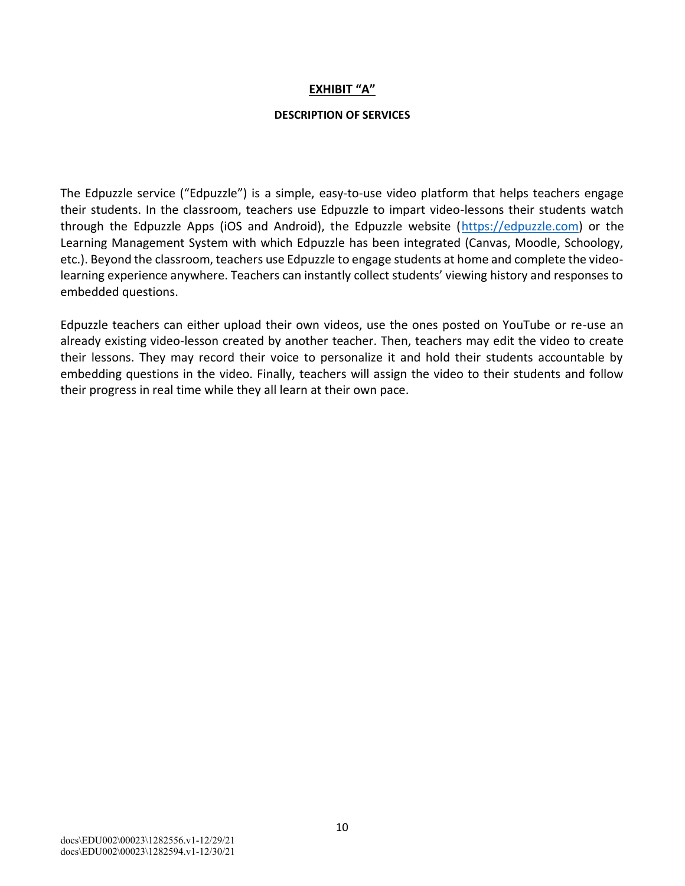## EXHIBIT "A"

### DESCRIPTION OF SERVICES

The Edpuzzle service ("Edpuzzle") is a simple, easy-to-use video platform that helps teachers engage their students. In the classroom, teachers use Edpuzzle to impart video-lessons their students watch through the Edpuzzle Apps (iOS and Android), the Edpuzzle website (https://edpuzzle.com) or the Learning Management System with which Edpuzzle has been integrated (Canvas, Moodle, Schoology, etc.). Beyond the classroom, teachers use Edpuzzle to engage students at home and complete the video-learning experience anywhere. Teachers can instantly collect students' viewing history and responses to embedded questions.

Edpuzzle teachers can either upload their own videos, use the ones posted on YouTube or re-use an already existing video-lesson created by another teacher. Then, teachers may edit the video to create their lessons. They may record their voice to personalize it and hold their students accountable by embedding questions in the video. Finally, teachers will assign the video to their students and follow their progress in real time while they all learn at their own pace.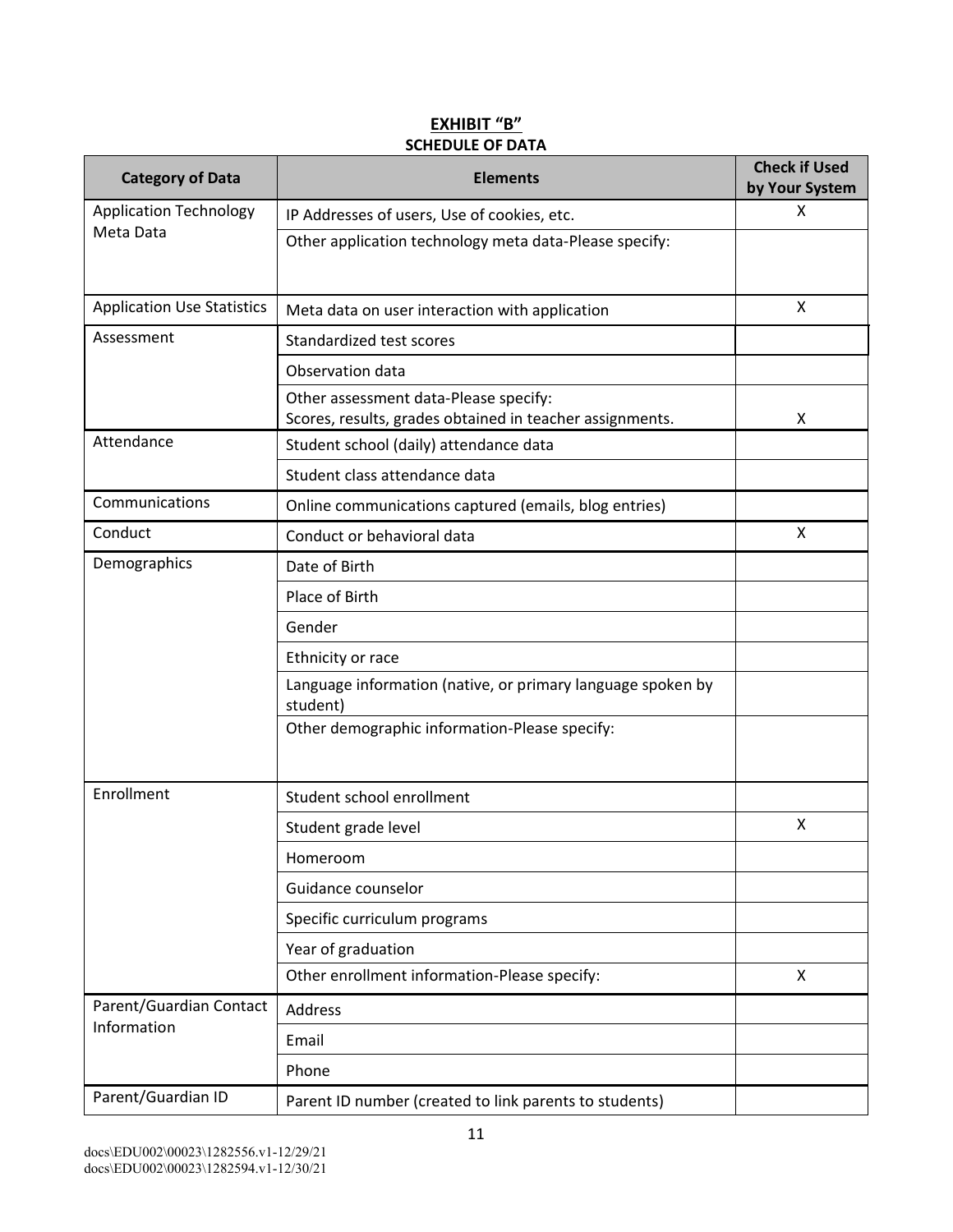**EXHIBIT "B"**

**SCHEDULE OF DATA**

| Category of Data | Elements | Check if Used by Your System |
|---|---|---|
| Application Technology Meta Data | IP Addresses of users, Use of cookies, etc. | X |
| | Other application technology meta data-Please specify: | |
| Application Use Statistics | Meta data on user interaction with application | X |
| Assessment | Standardized test scores | |
| | Observation data | |
| | Other assessment data-Please specify: Scores, results, grades obtained in teacher assignments. | X |
| Attendance | Student school (daily) attendance data | |
| | Student class attendance data | |
| Communications | Online communications captured (emails, blog entries) | |
| Conduct | Conduct or behavioral data | X |
| Demographics | Date of Birth | |
| | Place of Birth | |
| | Gender | |
| | Ethnicity or race | |
| | Language information (native, or primary language spoken by student) | |
| | Other demographic information-Please specify: | |
| Enrollment | Student school enrollment | |
| | Student grade level | X |
| | Homeroom | |
| | Guidance counselor | |
| | Specific curriculum programs | |
| | Year of graduation | |
| | Other enrollment information-Please specify: | X |
| Parent/Guardian Contact Information | Address | |
| | Email | |
| | Phone | |
| Parent/Guardian ID | Parent ID number (created to link parents to students) | |

docs\EDU002\00023\1282556.v1-12/29/21
docs\EDU002\00023\1282594.v1-12/30/21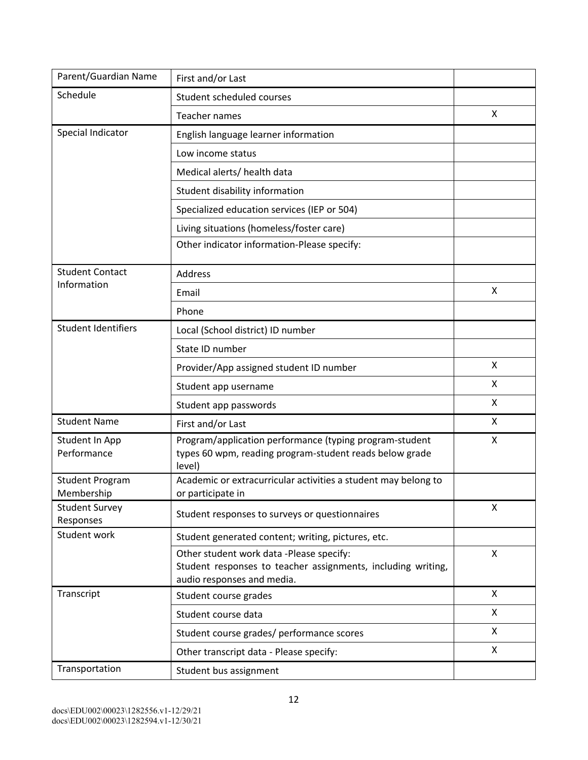| Parent/Guardian Name | First and/or Last | |
|---|---|---|
| Schedule | Student scheduled courses | |
| | Teacher names | X |
| Special Indicator | English language learner information | |
| | Low income status | |
| | Medical alerts/ health data | |
| | Student disability information | |
| | Specialized education services (IEP or 504) | |
| | Living situations (homeless/foster care) | |
| | Other indicator information-Please specify: | |
| Student Contact Information | Address | |
| | Email | X |
| | Phone | |
| Student Identifiers | Local (School district) ID number | |
| | State ID number | |
| | Provider/App assigned student ID number | X |
| | Student app username | X |
| | Student app passwords | X |
| Student Name | First and/or Last | X |
| Student In App Performance | Program/application performance (typing program-student types 60 wpm, reading program-student reads below grade level) | X |
| Student Program Membership | Academic or extracurricular activities a student may belong to or participate in | |
| Student Survey Responses | Student responses to surveys or questionnaires | X |
| Student work | Student generated content; writing, pictures, etc. | |
| | Other student work data -Please specify: Student responses to teacher assignments, including writing, audio responses and media. | X |
| Transcript | Student course grades | X |
| | Student course data | X |
| | Student course grades/ performance scores | X |
| | Other transcript data - Please specify: | X |
| Transportation | Student bus assignment | |

docs\EDU002\00023\1282556.v1-12/29/21
docs\EDU002\00023\1282594.v1-12/30/21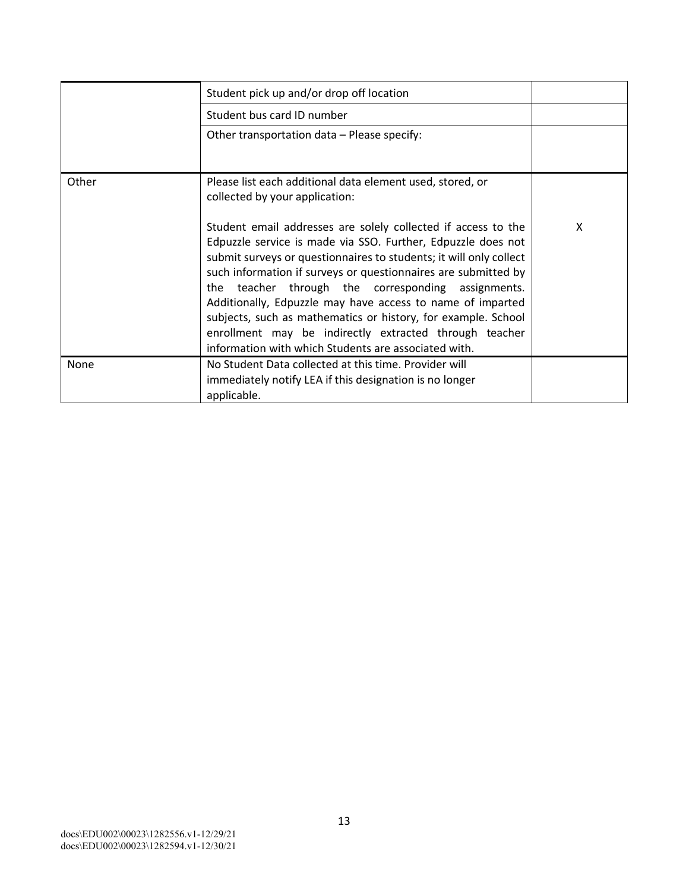| | | |
|---|---|---|
| | Student pick up and/or drop off location | |
| | Student bus card ID number | |
| | Other transportation data – Please specify: | |
| Other | Please list each additional data element used, stored, or collected by your application:<br><br>Student email addresses are solely collected if access to the Edpuzzle service is made via SSO. Further, Edpuzzle does not submit surveys or questionnaires to students; it will only collect such information if surveys or questionnaires are submitted by the teacher through the corresponding assignments. Additionally, Edpuzzle may have access to name of imparted subjects, such as mathematics or history, for example. School enrollment may be indirectly extracted through teacher information with which Students are associated with. | X |
| None | No Student Data collected at this time. Provider will immediately notify LEA if this designation is no longer applicable. | |

docs\EDU002\00023\1282556.v1-12/29/21
docs\EDU002\00023\1282594.v1-12/30/21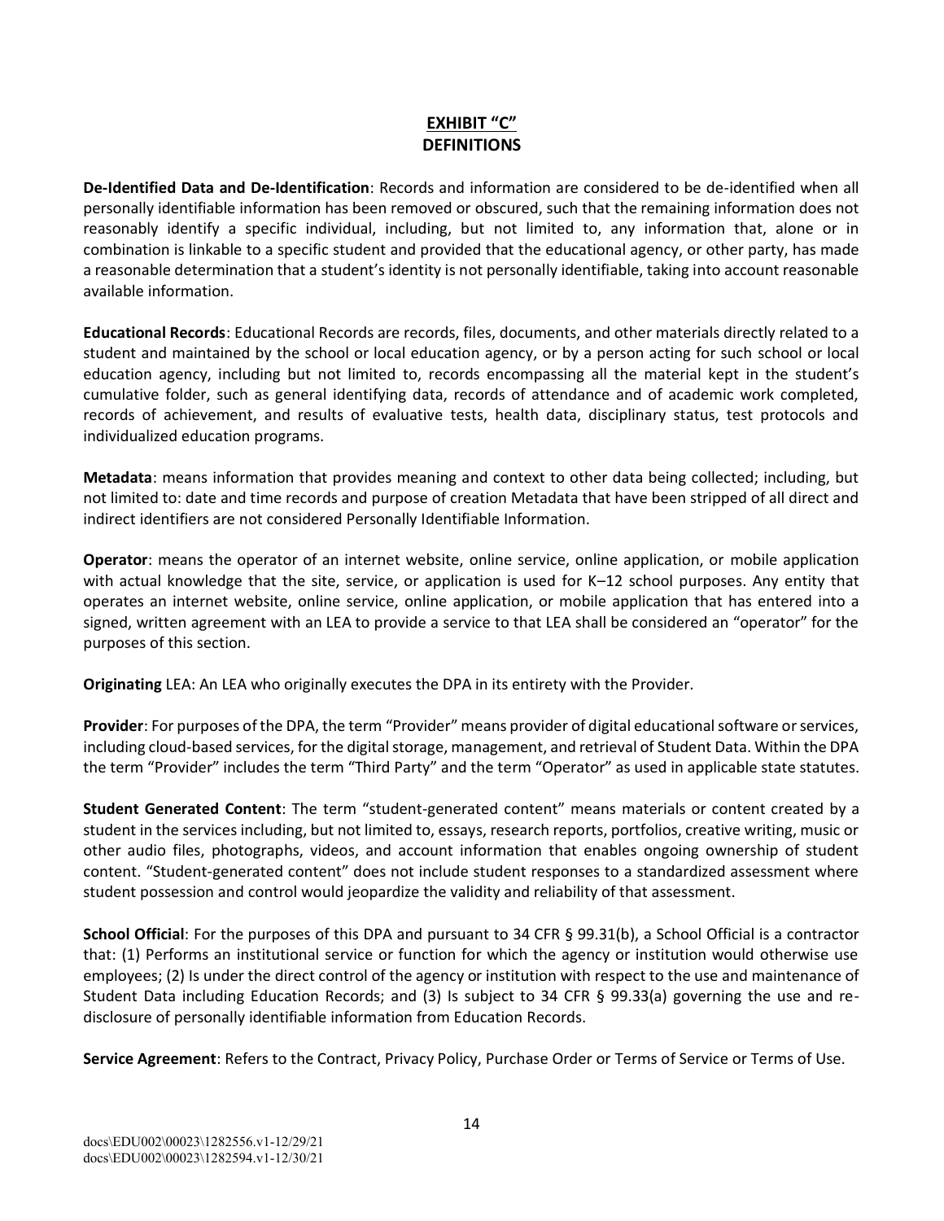# EXHIBIT "C"
## DEFINITIONS

**De-Identified Data and De-Identification**: Records and information are considered to be de-identified when all personally identifiable information has been removed or obscured, such that the remaining information does not reasonably identify a specific individual, including, but not limited to, any information that, alone or in combination is linkable to a specific student and provided that the educational agency, or other party, has made a reasonable determination that a student's identity is not personally identifiable, taking into account reasonable available information.

**Educational Records**: Educational Records are records, files, documents, and other materials directly related to a student and maintained by the school or local education agency, or by a person acting for such school or local education agency, including but not limited to, records encompassing all the material kept in the student's cumulative folder, such as general identifying data, records of attendance and of academic work completed, records of achievement, and results of evaluative tests, health data, disciplinary status, test protocols and individualized education programs.

**Metadata**: means information that provides meaning and context to other data being collected; including, but not limited to: date and time records and purpose of creation Metadata that have been stripped of all direct and indirect identifiers are not considered Personally Identifiable Information.

**Operator**: means the operator of an internet website, online service, online application, or mobile application with actual knowledge that the site, service, or application is used for K–12 school purposes. Any entity that operates an internet website, online service, online application, or mobile application that has entered into a signed, written agreement with an LEA to provide a service to that LEA shall be considered an "operator" for the purposes of this section.

**Originating** LEA: An LEA who originally executes the DPA in its entirety with the Provider.

**Provider**: For purposes of the DPA, the term "Provider" means provider of digital educational software or services, including cloud-based services, for the digital storage, management, and retrieval of Student Data. Within the DPA the term "Provider" includes the term "Third Party" and the term "Operator" as used in applicable state statutes.

**Student Generated Content**: The term "student-generated content" means materials or content created by a student in the services including, but not limited to, essays, research reports, portfolios, creative writing, music or other audio files, photographs, videos, and account information that enables ongoing ownership of student content. "Student-generated content" does not include student responses to a standardized assessment where student possession and control would jeopardize the validity and reliability of that assessment.

**School Official**: For the purposes of this DPA and pursuant to 34 CFR § 99.31(b), a School Official is a contractor that: (1) Performs an institutional service or function for which the agency or institution would otherwise use employees; (2) Is under the direct control of the agency or institution with respect to the use and maintenance of Student Data including Education Records; and (3) Is subject to 34 CFR § 99.33(a) governing the use and re-disclosure of personally identifiable information from Education Records.

**Service Agreement**: Refers to the Contract, Privacy Policy, Purchase Order or Terms of Service or Terms of Use.

docs\EDU002\00023\1282556.v1-12/29/21
docs\EDU002\00023\1282594.v1-12/30/21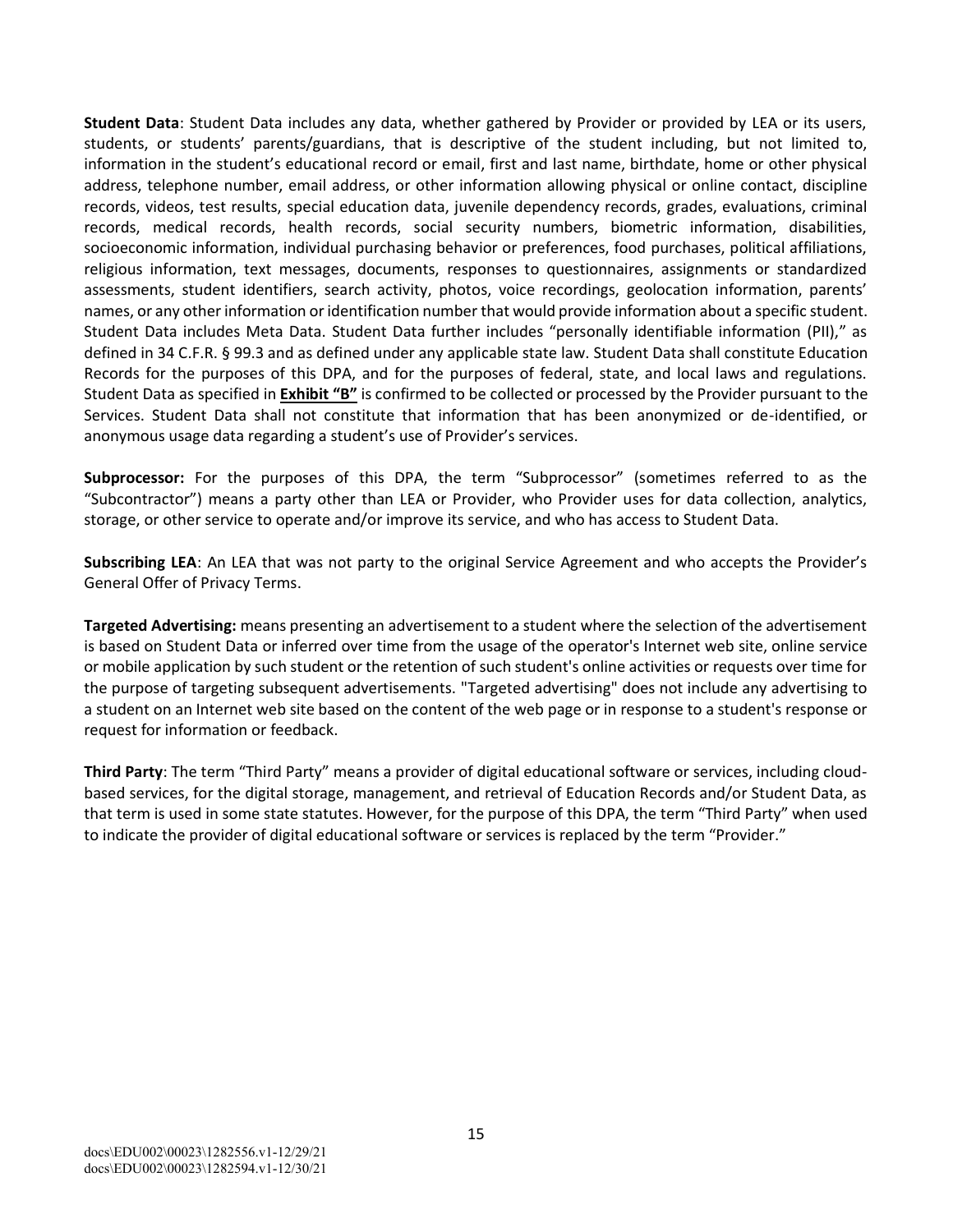**Student Data**: Student Data includes any data, whether gathered by Provider or provided by LEA or its users, students, or students' parents/guardians, that is descriptive of the student including, but not limited to, information in the student's educational record or email, first and last name, birthdate, home or other physical address, telephone number, email address, or other information allowing physical or online contact, discipline records, videos, test results, special education data, juvenile dependency records, grades, evaluations, criminal records, medical records, health records, social security numbers, biometric information, disabilities, socioeconomic information, individual purchasing behavior or preferences, food purchases, political affiliations, religious information, text messages, documents, responses to questionnaires, assignments or standardized assessments, student identifiers, search activity, photos, voice recordings, geolocation information, parents' names, or any other information or identification number that would provide information about a specific student. Student Data includes Meta Data. Student Data further includes "personally identifiable information (PII)," as defined in 34 C.F.R. § 99.3 and as defined under any applicable state law. Student Data shall constitute Education Records for the purposes of this DPA, and for the purposes of federal, state, and local laws and regulations. Student Data as specified in **Exhibit "B"** is confirmed to be collected or processed by the Provider pursuant to the Services. Student Data shall not constitute that information that has been anonymized or de-identified, or anonymous usage data regarding a student's use of Provider's services.

**Subprocessor:** For the purposes of this DPA, the term "Subprocessor" (sometimes referred to as the "Subcontractor") means a party other than LEA or Provider, who Provider uses for data collection, analytics, storage, or other service to operate and/or improve its service, and who has access to Student Data.

**Subscribing LEA**: An LEA that was not party to the original Service Agreement and who accepts the Provider's General Offer of Privacy Terms.

**Targeted Advertising:** means presenting an advertisement to a student where the selection of the advertisement is based on Student Data or inferred over time from the usage of the operator's Internet web site, online service or mobile application by such student or the retention of such student's online activities or requests over time for the purpose of targeting subsequent advertisements. "Targeted advertising" does not include any advertising to a student on an Internet web site based on the content of the web page or in response to a student's response or request for information or feedback.

**Third Party**: The term "Third Party" means a provider of digital educational software or services, including cloud-based services, for the digital storage, management, and retrieval of Education Records and/or Student Data, as that term is used in some state statutes. However, for the purpose of this DPA, the term "Third Party" when used to indicate the provider of digital educational software or services is replaced by the term "Provider."

docs\EDU002\00023\1282556.v1-12/29/21
docs\EDU002\00023\1282594.v1-12/30/21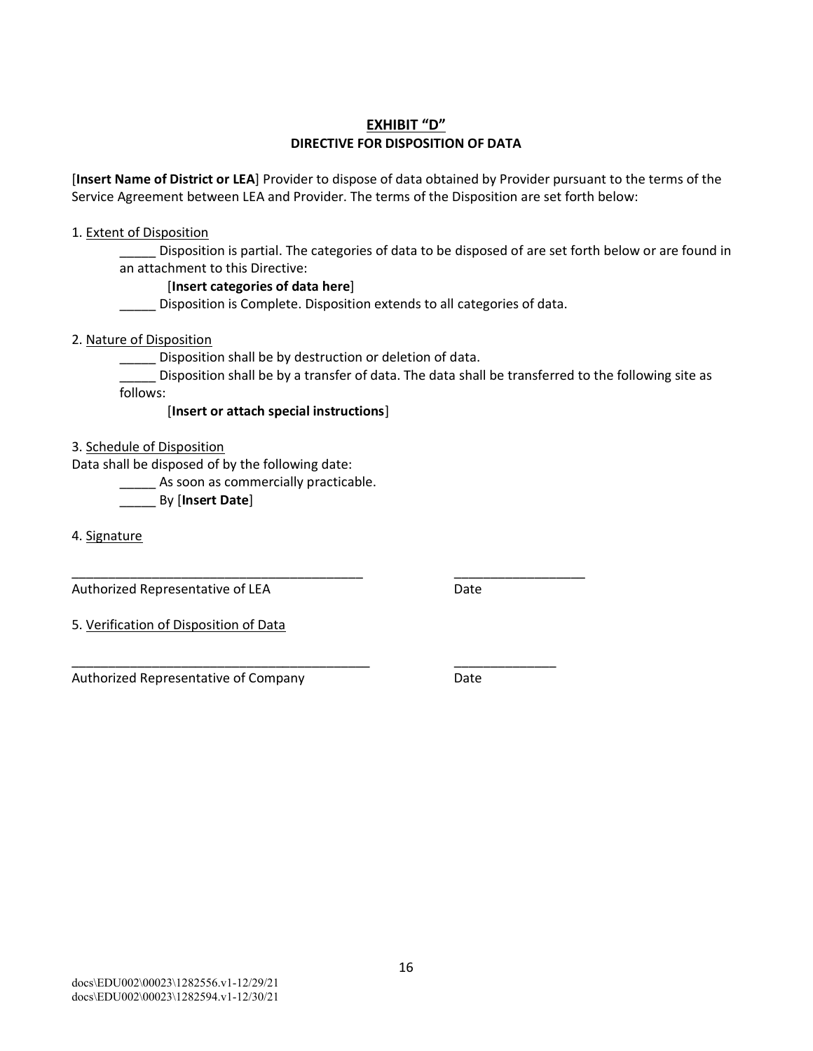## EXHIBIT "D"

### DIRECTIVE FOR DISPOSITION OF DATA

[**Insert Name of District or LEA**] Provider to dispose of data obtained by Provider pursuant to the terms of the Service Agreement between LEA and Provider. The terms of the Disposition are set forth below:

1. Extent of Disposition

_____ Disposition is partial. The categories of data to be disposed of are set forth below or are found in an attachment to this Directive:

[**Insert categories of data here**]

_____ Disposition is Complete. Disposition extends to all categories of data.

2. Nature of Disposition

_____ Disposition shall be by destruction or deletion of data.

_____ Disposition shall be by a transfer of data. The data shall be transferred to the following site as follows:

[**Insert or attach special instructions**]

3. Schedule of Disposition

Data shall be disposed of by the following date:

_____ As soon as commercially practicable.

_____ By [**Insert Date**]

4. Signature

__________________________________________ ___________________

Authorized Representative of LEA Date

5. Verification of Disposition of Data

___________________________________________ _______________

Authorized Representative of Company Date

docs\EDU002\00023\1282556.v1-12/29/21
docs\EDU002\00023\1282594.v1-12/30/21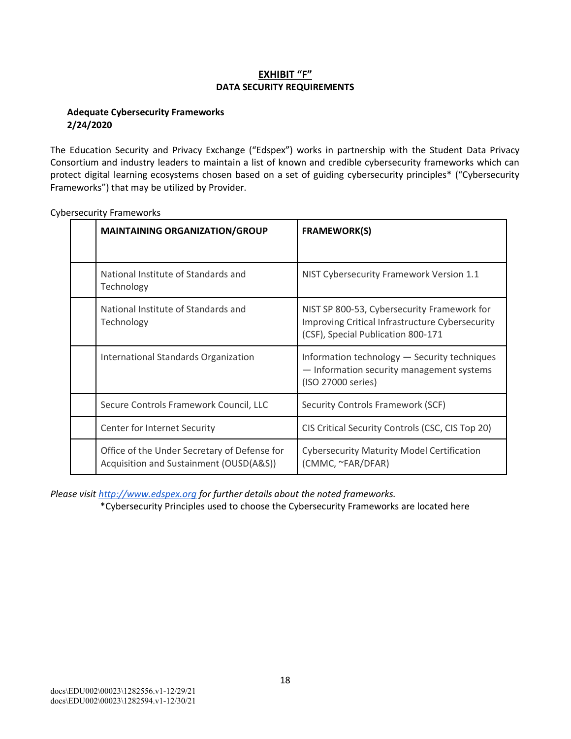# EXHIBIT "F"
## DATA SECURITY REQUIREMENTS

**Adequate Cybersecurity Frameworks**
**2/24/2020**

The Education Security and Privacy Exchange ("Edspex") works in partnership with the Student Data Privacy Consortium and industry leaders to maintain a list of known and credible cybersecurity frameworks which can protect digital learning ecosystems chosen based on a set of guiding cybersecurity principles* ("Cybersecurity Frameworks") that may be utilized by Provider.

Cybersecurity Frameworks

| | MAINTAINING ORGANIZATION/GROUP | FRAMEWORK(S) |
|---|---|---|
| | National Institute of Standards and Technology | NIST Cybersecurity Framework Version 1.1 |
| | National Institute of Standards and Technology | NIST SP 800-53, Cybersecurity Framework for Improving Critical Infrastructure Cybersecurity (CSF), Special Publication 800-171 |
| | International Standards Organization | Information technology — Security techniques — Information security management systems (ISO 27000 series) |
| | Secure Controls Framework Council, LLC | Security Controls Framework (SCF) |
| | Center for Internet Security | CIS Critical Security Controls (CSC, CIS Top 20) |
| | Office of the Under Secretary of Defense for Acquisition and Sustainment (OUSD(A&S)) | Cybersecurity Maturity Model Certification (CMMC, ~FAR/DFAR) |

*Please visit [http://www.edspex.org](http://www.edspex.org) for further details about the noted frameworks.*

*Cybersecurity Principles used to choose the Cybersecurity Frameworks are located here

docs\EDU002\00023\1282556.v1-12/29/21
docs\EDU002\00023\1282594.v1-12/30/21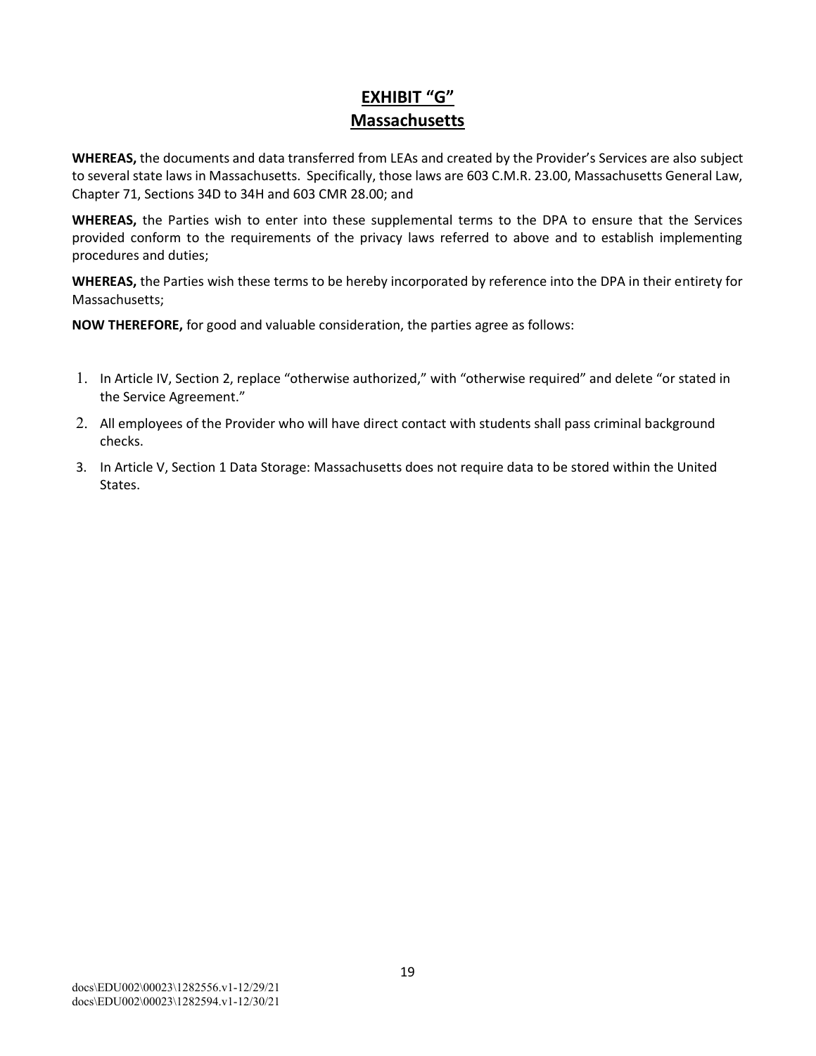# EXHIBIT "G"
## Massachusetts

**WHEREAS,** the documents and data transferred from LEAs and created by the Provider's Services are also subject to several state laws in Massachusetts. Specifically, those laws are 603 C.M.R. 23.00, Massachusetts General Law, Chapter 71, Sections 34D to 34H and 603 CMR 28.00; and

**WHEREAS,** the Parties wish to enter into these supplemental terms to the DPA to ensure that the Services provided conform to the requirements of the privacy laws referred to above and to establish implementing procedures and duties;

**WHEREAS,** the Parties wish these terms to be hereby incorporated by reference into the DPA in their entirety for Massachusetts;

**NOW THEREFORE,** for good and valuable consideration, the parties agree as follows:

1. In Article IV, Section 2, replace "otherwise authorized," with "otherwise required" and delete "or stated in the Service Agreement."
2. All employees of the Provider who will have direct contact with students shall pass criminal background checks.
3. In Article V, Section 1 Data Storage: Massachusetts does not require data to be stored within the United States.

docs\EDU002\00023\1282556.v1-12/29/21
docs\EDU002\00023\1282594.v1-12/30/21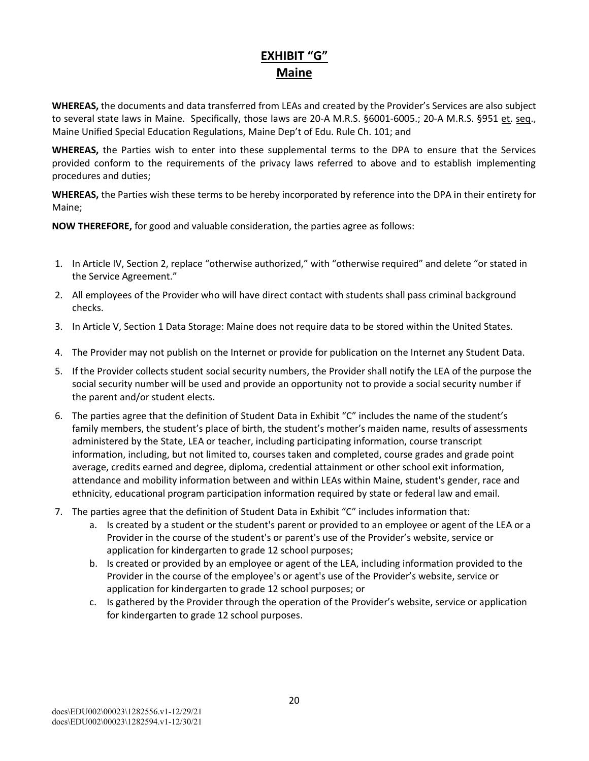# EXHIBIT "G"
## Maine

**WHEREAS,** the documents and data transferred from LEAs and created by the Provider's Services are also subject to several state laws in Maine. Specifically, those laws are 20-A M.R.S. §6001-6005.; 20-A M.R.S. §951 et. seq., Maine Unified Special Education Regulations, Maine Dep't of Edu. Rule Ch. 101; and

**WHEREAS,** the Parties wish to enter into these supplemental terms to the DPA to ensure that the Services provided conform to the requirements of the privacy laws referred to above and to establish implementing procedures and duties;

**WHEREAS,** the Parties wish these terms to be hereby incorporated by reference into the DPA in their entirety for Maine;

**NOW THEREFORE,** for good and valuable consideration, the parties agree as follows:

1. In Article IV, Section 2, replace "otherwise authorized," with "otherwise required" and delete "or stated in the Service Agreement."
2. All employees of the Provider who will have direct contact with students shall pass criminal background checks.
3. In Article V, Section 1 Data Storage: Maine does not require data to be stored within the United States.
4. The Provider may not publish on the Internet or provide for publication on the Internet any Student Data.
5. If the Provider collects student social security numbers, the Provider shall notify the LEA of the purpose the social security number will be used and provide an opportunity not to provide a social security number if the parent and/or student elects.
6. The parties agree that the definition of Student Data in Exhibit "C" includes the name of the student's family members, the student's place of birth, the student's mother's maiden name, results of assessments administered by the State, LEA or teacher, including participating information, course transcript information, including, but not limited to, courses taken and completed, course grades and grade point average, credits earned and degree, diploma, credential attainment or other school exit information, attendance and mobility information between and within LEAs within Maine, student's gender, race and ethnicity, educational program participation information required by state or federal law and email.
7. The parties agree that the definition of Student Data in Exhibit "C" includes information that:
   a. Is created by a student or the student's parent or provided to an employee or agent of the LEA or a Provider in the course of the student's or parent's use of the Provider's website, service or application for kindergarten to grade 12 school purposes;
   b. Is created or provided by an employee or agent of the LEA, including information provided to the Provider in the course of the employee's or agent's use of the Provider's website, service or application for kindergarten to grade 12 school purposes; or
   c. Is gathered by the Provider through the operation of the Provider's website, service or application for kindergarten to grade 12 school purposes.

docs\EDU002\00023\1282556.v1-12/29/21
docs\EDU002\00023\1282594.v1-12/30/21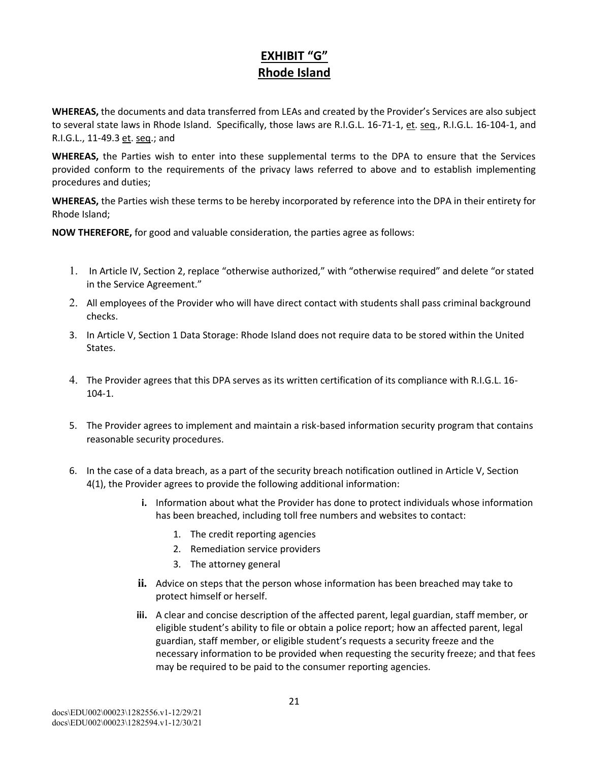# EXHIBIT "G"
## Rhode Island

**WHEREAS,** the documents and data transferred from LEAs and created by the Provider's Services are also subject to several state laws in Rhode Island. Specifically, those laws are R.I.G.L. 16-71-1, et. seq., R.I.G.L. 16-104-1, and R.I.G.L., 11-49.3 et. seq.; and

**WHEREAS,** the Parties wish to enter into these supplemental terms to the DPA to ensure that the Services provided conform to the requirements of the privacy laws referred to above and to establish implementing procedures and duties;

**WHEREAS,** the Parties wish these terms to be hereby incorporated by reference into the DPA in their entirety for Rhode Island;

**NOW THEREFORE,** for good and valuable consideration, the parties agree as follows:

1. In Article IV, Section 2, replace "otherwise authorized," with "otherwise required" and delete "or stated in the Service Agreement."
2. All employees of the Provider who will have direct contact with students shall pass criminal background checks.
3. In Article V, Section 1 Data Storage: Rhode Island does not require data to be stored within the United States.
4. The Provider agrees that this DPA serves as its written certification of its compliance with R.I.G.L. 16-104-1.
5. The Provider agrees to implement and maintain a risk-based information security program that contains reasonable security procedures.
6. In the case of a data breach, as a part of the security breach notification outlined in Article V, Section 4(1), the Provider agrees to provide the following additional information:
   - **i.** Information about what the Provider has done to protect individuals whose information has been breached, including toll free numbers and websites to contact:
     1. The credit reporting agencies
     2. Remediation service providers
     3. The attorney general
   - **ii.** Advice on steps that the person whose information has been breached may take to protect himself or herself.
   - **iii.** A clear and concise description of the affected parent, legal guardian, staff member, or eligible student's ability to file or obtain a police report; how an affected parent, legal guardian, staff member, or eligible student's requests a security freeze and the necessary information to be provided when requesting the security freeze; and that fees may be required to be paid to the consumer reporting agencies.

docs\EDU002\00023\1282556.v1-12/29/21
docs\EDU002\00023\1282594.v1-12/30/21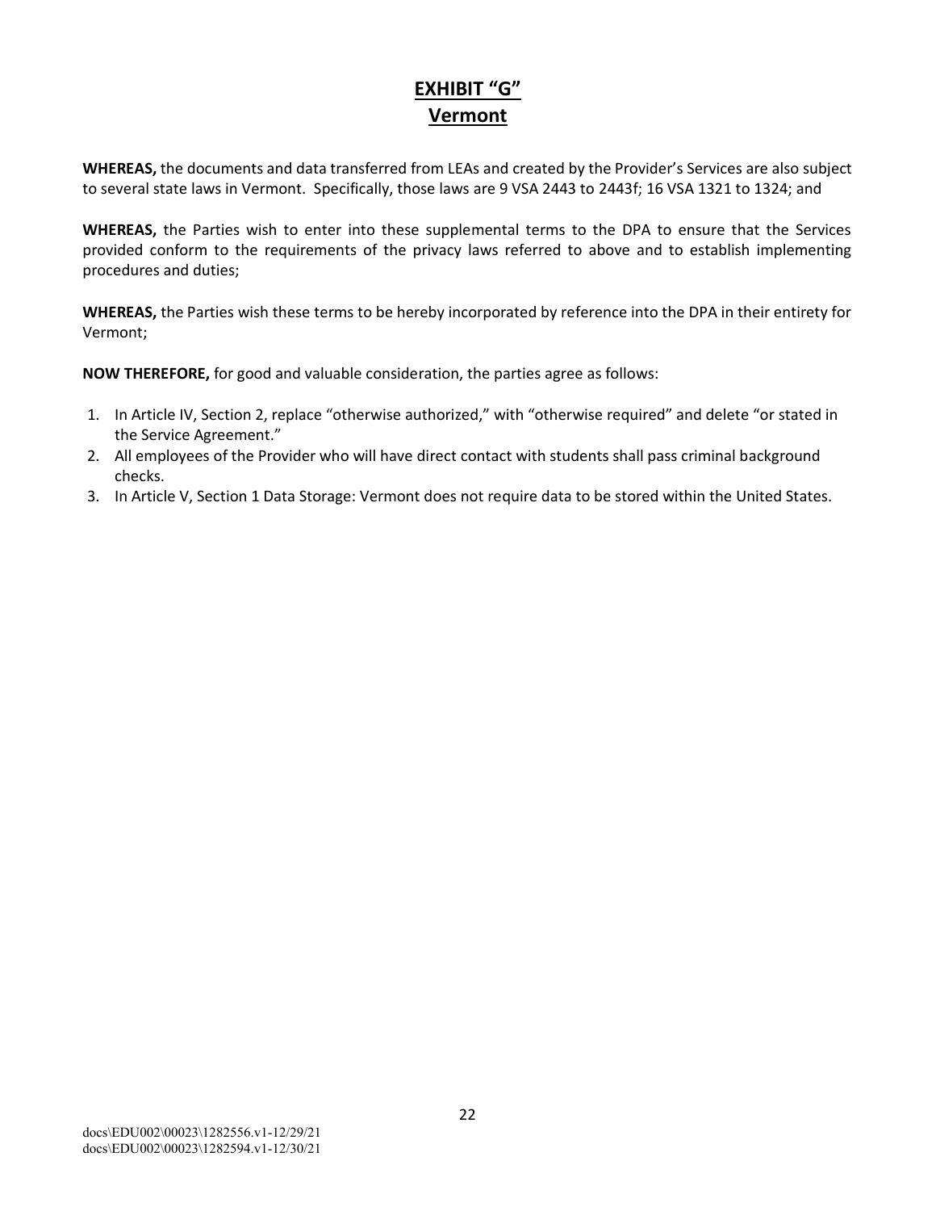# EXHIBIT "G"
## Vermont

**WHEREAS,** the documents and data transferred from LEAs and created by the Provider's Services are also subject to several state laws in Vermont. Specifically, those laws are 9 VSA 2443 to 2443f; 16 VSA 1321 to 1324; and

**WHEREAS,** the Parties wish to enter into these supplemental terms to the DPA to ensure that the Services provided conform to the requirements of the privacy laws referred to above and to establish implementing procedures and duties;

**WHEREAS,** the Parties wish these terms to be hereby incorporated by reference into the DPA in their entirety for Vermont;

**NOW THEREFORE,** for good and valuable consideration, the parties agree as follows:

1. In Article IV, Section 2, replace "otherwise authorized," with "otherwise required" and delete "or stated in the Service Agreement."
2. All employees of the Provider who will have direct contact with students shall pass criminal background checks.
3. In Article V, Section 1 Data Storage: Vermont does not require data to be stored within the United States.

docs\EDU002\00023\1282556.v1-12/29/21
docs\EDU002\00023\1282594.v1-12/30/21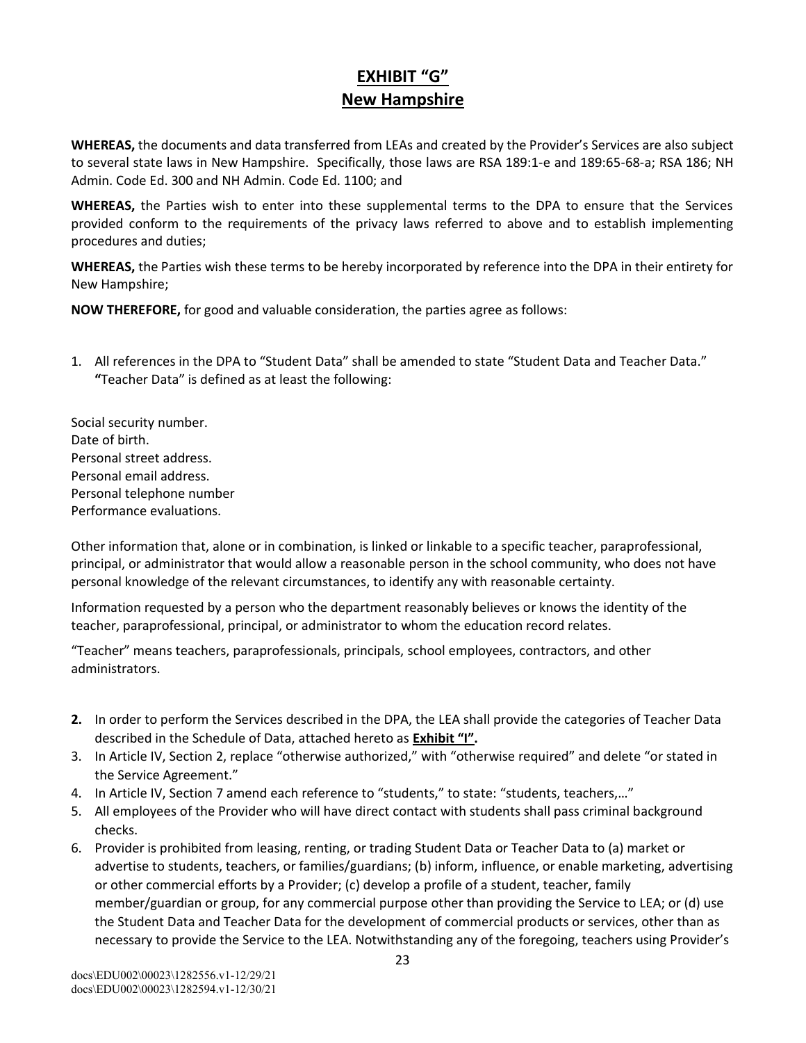# EXHIBIT "G"
## New Hampshire

**WHEREAS,** the documents and data transferred from LEAs and created by the Provider's Services are also subject to several state laws in New Hampshire. Specifically, those laws are RSA 189:1-e and 189:65-68-a; RSA 186; NH Admin. Code Ed. 300 and NH Admin. Code Ed. 1100; and

**WHEREAS,** the Parties wish to enter into these supplemental terms to the DPA to ensure that the Services provided conform to the requirements of the privacy laws referred to above and to establish implementing procedures and duties;

**WHEREAS,** the Parties wish these terms to be hereby incorporated by reference into the DPA in their entirety for New Hampshire;

**NOW THEREFORE,** for good and valuable consideration, the parties agree as follows:

1. All references in the DPA to "Student Data" shall be amended to state "Student Data and Teacher Data." **"**Teacher Data" is defined as at least the following:

Social security number.
Date of birth.
Personal street address.
Personal email address.
Personal telephone number
Performance evaluations.

Other information that, alone or in combination, is linked or linkable to a specific teacher, paraprofessional, principal, or administrator that would allow a reasonable person in the school community, who does not have personal knowledge of the relevant circumstances, to identify any with reasonable certainty.

Information requested by a person who the department reasonably believes or knows the identity of the teacher, paraprofessional, principal, or administrator to whom the education record relates.

"Teacher" means teachers, paraprofessionals, principals, school employees, contractors, and other administrators.

2. In order to perform the Services described in the DPA, the LEA shall provide the categories of Teacher Data described in the Schedule of Data, attached hereto as **Exhibit "I".**
3. In Article IV, Section 2, replace "otherwise authorized," with "otherwise required" and delete "or stated in the Service Agreement."
4. In Article IV, Section 7 amend each reference to "students," to state: "students, teachers,…"
5. All employees of the Provider who will have direct contact with students shall pass criminal background checks.
6. Provider is prohibited from leasing, renting, or trading Student Data or Teacher Data to (a) market or advertise to students, teachers, or families/guardians; (b) inform, influence, or enable marketing, advertising or other commercial efforts by a Provider; (c) develop a profile of a student, teacher, family member/guardian or group, for any commercial purpose other than providing the Service to LEA; or (d) use the Student Data and Teacher Data for the development of commercial products or services, other than as necessary to provide the Service to the LEA. Notwithstanding any of the foregoing, teachers using Provider's

docs\EDU002\00023\1282556.v1-12/29/21
docs\EDU002\00023\1282594.v1-12/30/21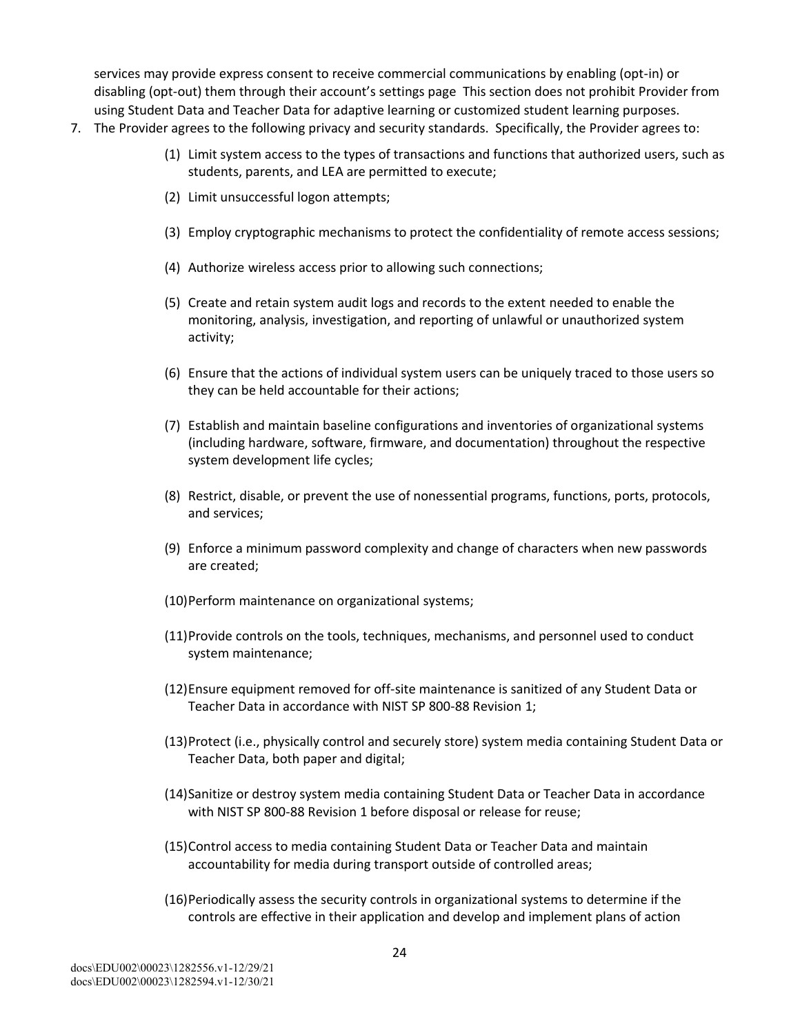services may provide express consent to receive commercial communications by enabling (opt-in) or disabling (opt-out) them through their account's settings page This section does not prohibit Provider from using Student Data and Teacher Data for adaptive learning or customized student learning purposes.

7. The Provider agrees to the following privacy and security standards. Specifically, the Provider agrees to:

   (1) Limit system access to the types of transactions and functions that authorized users, such as students, parents, and LEA are permitted to execute;

   (2) Limit unsuccessful logon attempts;

   (3) Employ cryptographic mechanisms to protect the confidentiality of remote access sessions;

   (4) Authorize wireless access prior to allowing such connections;

   (5) Create and retain system audit logs and records to the extent needed to enable the monitoring, analysis, investigation, and reporting of unlawful or unauthorized system activity;

   (6) Ensure that the actions of individual system users can be uniquely traced to those users so they can be held accountable for their actions;

   (7) Establish and maintain baseline configurations and inventories of organizational systems (including hardware, software, firmware, and documentation) throughout the respective system development life cycles;

   (8) Restrict, disable, or prevent the use of nonessential programs, functions, ports, protocols, and services;

   (9) Enforce a minimum password complexity and change of characters when new passwords are created;

   (10) Perform maintenance on organizational systems;

   (11) Provide controls on the tools, techniques, mechanisms, and personnel used to conduct system maintenance;

   (12) Ensure equipment removed for off-site maintenance is sanitized of any Student Data or Teacher Data in accordance with NIST SP 800-88 Revision 1;

   (13) Protect (i.e., physically control and securely store) system media containing Student Data or Teacher Data, both paper and digital;

   (14) Sanitize or destroy system media containing Student Data or Teacher Data in accordance with NIST SP 800-88 Revision 1 before disposal or release for reuse;

   (15) Control access to media containing Student Data or Teacher Data and maintain accountability for media during transport outside of controlled areas;

   (16) Periodically assess the security controls in organizational systems to determine if the controls are effective in their application and develop and implement plans of action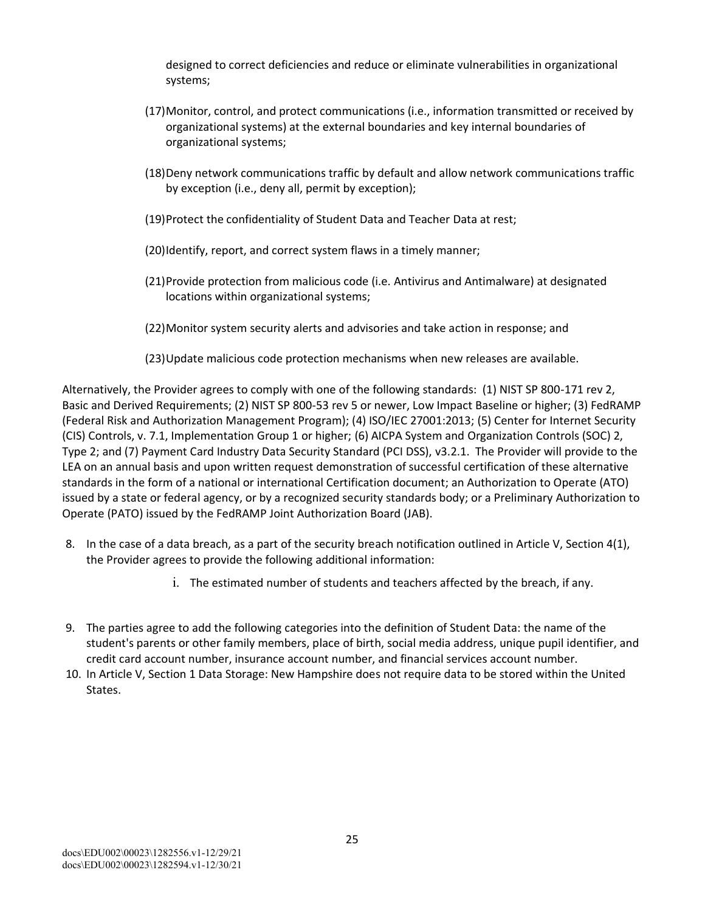designed to correct deficiencies and reduce or eliminate vulnerabilities in organizational systems;

(17) Monitor, control, and protect communications (i.e., information transmitted or received by organizational systems) at the external boundaries and key internal boundaries of organizational systems;

(18) Deny network communications traffic by default and allow network communications traffic by exception (i.e., deny all, permit by exception);

(19) Protect the confidentiality of Student Data and Teacher Data at rest;

(20) Identify, report, and correct system flaws in a timely manner;

(21) Provide protection from malicious code (i.e. Antivirus and Antimalware) at designated locations within organizational systems;

(22) Monitor system security alerts and advisories and take action in response; and

(23) Update malicious code protection mechanisms when new releases are available.

Alternatively, the Provider agrees to comply with one of the following standards: (1) NIST SP 800-171 rev 2, Basic and Derived Requirements; (2) NIST SP 800-53 rev 5 or newer, Low Impact Baseline or higher; (3) FedRAMP (Federal Risk and Authorization Management Program); (4) ISO/IEC 27001:2013; (5) Center for Internet Security (CIS) Controls, v. 7.1, Implementation Group 1 or higher; (6) AICPA System and Organization Controls (SOC) 2, Type 2; and (7) Payment Card Industry Data Security Standard (PCI DSS), v3.2.1. The Provider will provide to the LEA on an annual basis and upon written request demonstration of successful certification of these alternative standards in the form of a national or international Certification document; an Authorization to Operate (ATO) issued by a state or federal agency, or by a recognized security standards body; or a Preliminary Authorization to Operate (PATO) issued by the FedRAMP Joint Authorization Board (JAB).

8. In the case of a data breach, as a part of the security breach notification outlined in Article V, Section 4(1), the Provider agrees to provide the following additional information:

   i. The estimated number of students and teachers affected by the breach, if any.

9. The parties agree to add the following categories into the definition of Student Data: the name of the student's parents or other family members, place of birth, social media address, unique pupil identifier, and credit card account number, insurance account number, and financial services account number.
10. In Article V, Section 1 Data Storage: New Hampshire does not require data to be stored within the United States.

docs\EDU002\00023\1282556.v1-12/29/21
docs\EDU002\00023\1282594.v1-12/30/21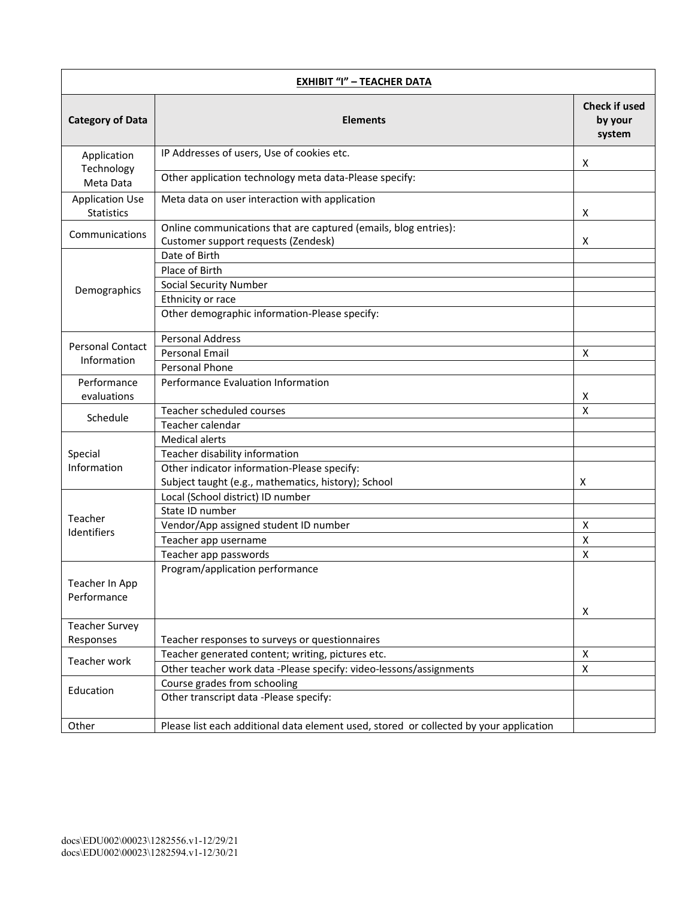| EXHIBIT "I" – TEACHER DATA | | |
|---|---|---|
| **Category of Data** | **Elements** | **Check if used by your system** |
| Application Technology Meta Data | IP Addresses of users, Use of cookies etc. | X |
| | Other application technology meta data-Please specify: | |
| Application Use Statistics | Meta data on user interaction with application | X |
| Communications | Online communications that are captured (emails, blog entries): Customer support requests (Zendesk) | X |
| Demographics | Date of Birth | |
| | Place of Birth | |
| | Social Security Number | |
| | Ethnicity or race | |
| | Other demographic information-Please specify: | |
| Personal Contact Information | Personal Address | |
| | Personal Email | X |
| | Personal Phone | |
| Performance evaluations | Performance Evaluation Information | X |
| Schedule | Teacher scheduled courses | X |
| | Teacher calendar | |
| Special Information | Medical alerts | |
| | Teacher disability information | |
| | Other indicator information-Please specify: Subject taught (e.g., mathematics, history); School | X |
| Teacher Identifiers | Local (School district) ID number | |
| | State ID number | |
| | Vendor/App assigned student ID number | X |
| | Teacher app username | X |
| | Teacher app passwords | X |
| Teacher In App Performance | Program/application performance | X |
| Teacher Survey Responses | Teacher responses to surveys or questionnaires | |
| Teacher work | Teacher generated content; writing, pictures etc. | X |
| | Other teacher work data -Please specify: video-lessons/assignments | X |
| Education | Course grades from schooling | |
| | Other transcript data -Please specify: | |
| Other | Please list each additional data element used, stored or collected by your application | |

docs\EDU002\00023\1282556.v1-12/29/21
docs\EDU002\00023\1282594.v1-12/30/21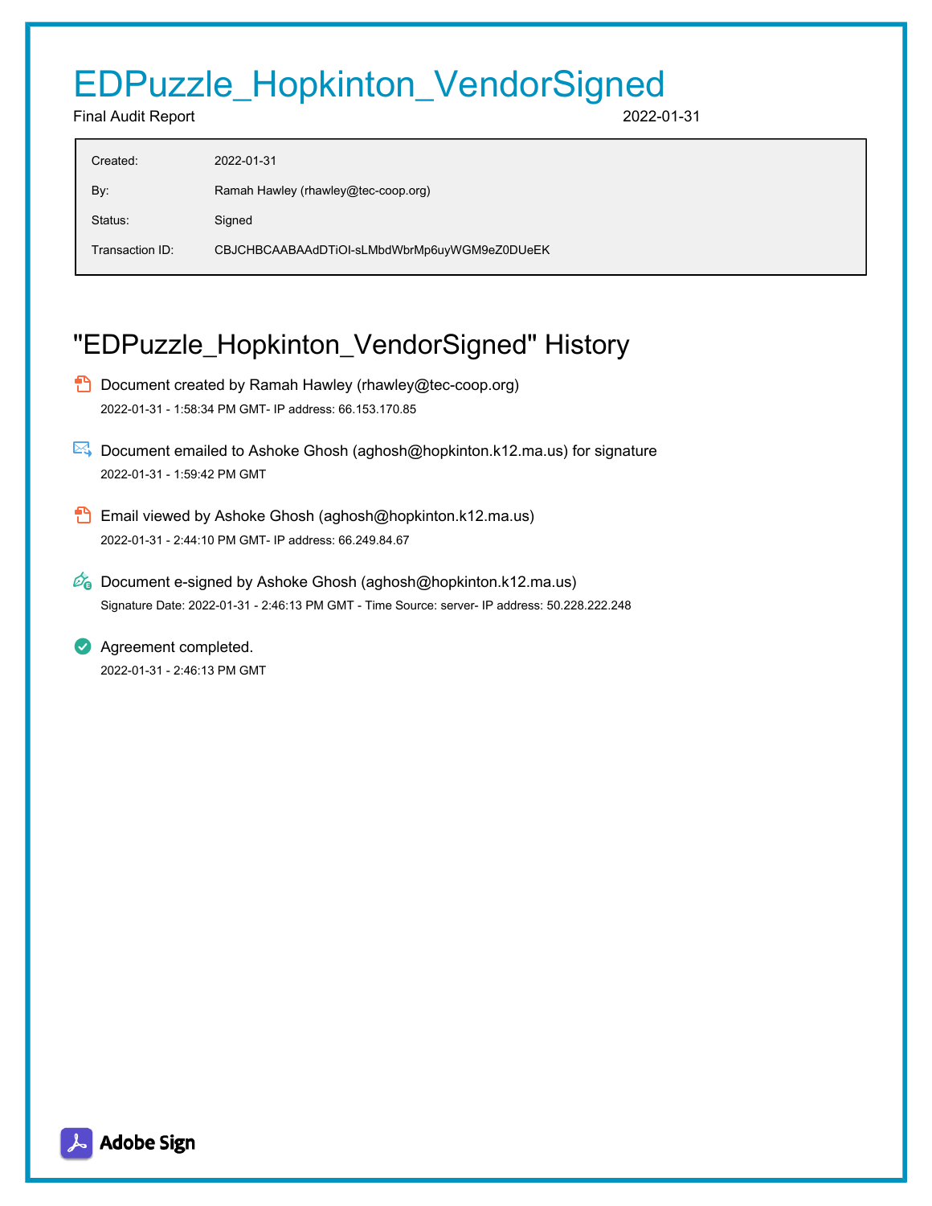# EDPuzzle_Hopkinton_VendorSigned

Final Audit Report 2022-01-31

| | |
|---|---|
| Created: | 2022-01-31 |
| By: | Ramah Hawley (rhawley@tec-coop.org) |
| Status: | Signed |
| Transaction ID: | CBJCHBCAABAAdDTiOI-sLMbdWbrMp6uyWGM9eZ0DUeEK |

## "EDPuzzle_Hopkinton_VendorSigned" History

- Document created by Ramah Hawley (rhawley@tec-coop.org)
  2022-01-31 - 1:58:34 PM GMT- IP address: 66.153.170.85

- Document emailed to Ashoke Ghosh (aghosh@hopkinton.k12.ma.us) for signature
  2022-01-31 - 1:59:42 PM GMT

- Email viewed by Ashoke Ghosh (aghosh@hopkinton.k12.ma.us)
  2022-01-31 - 2:44:10 PM GMT- IP address: 66.249.84.67

- Document e-signed by Ashoke Ghosh (aghosh@hopkinton.k12.ma.us)
  Signature Date: 2022-01-31 - 2:46:13 PM GMT - Time Source: server- IP address: 50.228.222.248

- Agreement completed.
  2022-01-31 - 2:46:13 PM GMT

Adobe Sign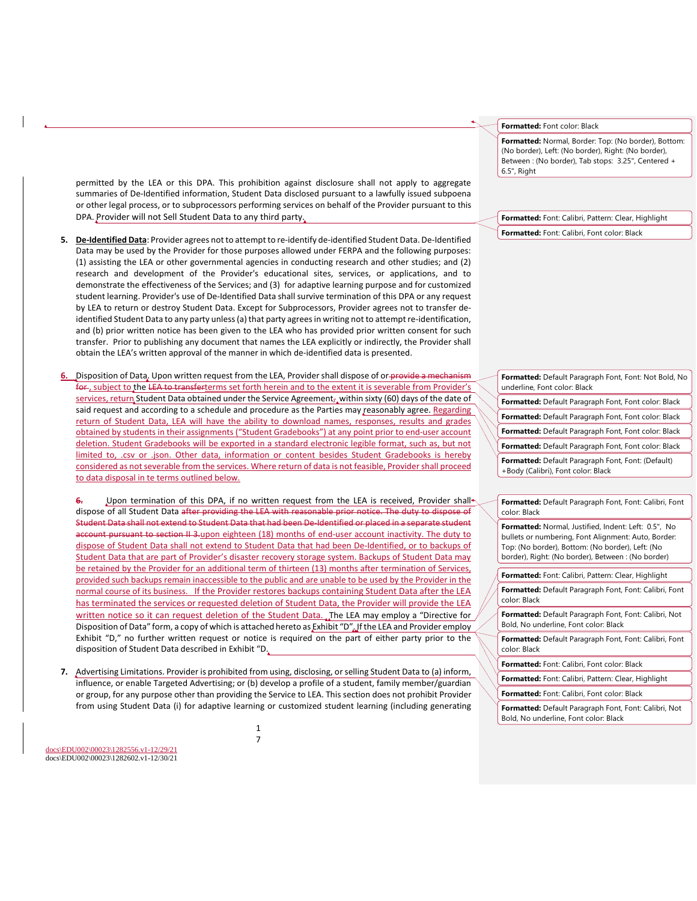permitted by the LEA or this DPA. This prohibition against disclosure shall not apply to aggregate summaries of De-Identified information, Student Data disclosed pursuant to a lawfully issued subpoena or other legal process, or to subprocessors performing services on behalf of the Provider pursuant to this DPA. Provider will not Sell Student Data to any third party.

5. **De-Identified Data**: Provider agrees not to attempt to re-identify de-identified Student Data. De-Identified Data may be used by the Provider for those purposes allowed under FERPA and the following purposes: (1) assisting the LEA or other governmental agencies in conducting research and other studies; and (2) research and development of the Provider's educational sites, services, or applications, and to demonstrate the effectiveness of the Services; and (3) for adaptive learning purpose and for customized student learning. Provider's use of De-Identified Data shall survive termination of this DPA or any request by LEA to return or destroy Student Data. Except for Subprocessors, Provider agrees not to transfer de-identified Student Data to any party unless (a) that party agrees in writing not to attempt re-identification, and (b) prior written notice has been given to the LEA who has provided prior written consent for such transfer. Prior to publishing any document that names the LEA explicitly or indirectly, the Provider shall obtain the LEA's written approval of the manner in which de-identified data is presented.

6. Disposition of Data. Upon written request from the LEA, Provider shall dispose of or ~~provide a mechanism for~~, subject to the ~~LEA to transfer~~terms set forth herein and to the extent it is severable from Provider's services, return Student Data obtained under the Service Agreement, within sixty (60) days of the date of said request and according to a schedule and procedure as the Parties may reasonably agree. Regarding return of Student Data, LEA will have the ability to download names, responses, results and grades obtained by students in their assignments ("Student Gradebooks") at any point prior to end-user account deletion. Student Gradebooks will be exported in a standard electronic legible format, such as, but not limited to, .csv or .json. Other data, information or content besides Student Gradebooks is hereby considered as not severable from the services. Where return of data is not feasible, Provider shall proceed to data disposal in te terms outlined below.

~~6.~~ Upon termination of this DPA, if no written request from the LEA is received, Provider shall dispose of all Student Data ~~after providing the LEA with reasonable prior notice. The duty to dispose of Student Data shall not extend to Student Data that had been De-Identified or placed in a separate student account pursuant to section II 3.~~upon eighteen (18) months of end-user account inactivity. The duty to dispose of Student Data shall not extend to Student Data that had been De-Identified, or to backups of Student Data that are part of Provider's disaster recovery storage system. Backups of Student Data may be retained by the Provider for an additional term of thirteen (13) months after termination of Services, provided such backups remain inaccessible to the public and are unable to be used by the Provider in the normal course of its business. If the Provider restores backups containing Student Data after the LEA has terminated the services or requested deletion of Student Data, the Provider will provide the LEA written notice so it can request deletion of the Student Data. The LEA may employ a "Directive for Disposition of Data" form, a copy of which is attached hereto as Exhibit "D". If the LEA and Provider employ Exhibit "D," no further written request or notice is required on the part of either party prior to the disposition of Student Data described in Exhibit "D.

7. Advertising Limitations. Provider is prohibited from using, disclosing, or selling Student Data to (a) inform, influence, or enable Targeted Advertising; or (b) develop a profile of a student, family member/guardian or group, for any purpose other than providing the Service to LEA. This section does not prohibit Provider from using Student Data (i) for adaptive learning or customized student learning (including generating

docs\EDU002\00023\1282556.v1-12/29/21
docs\EDU002\00023\1282602.v1-12/30/21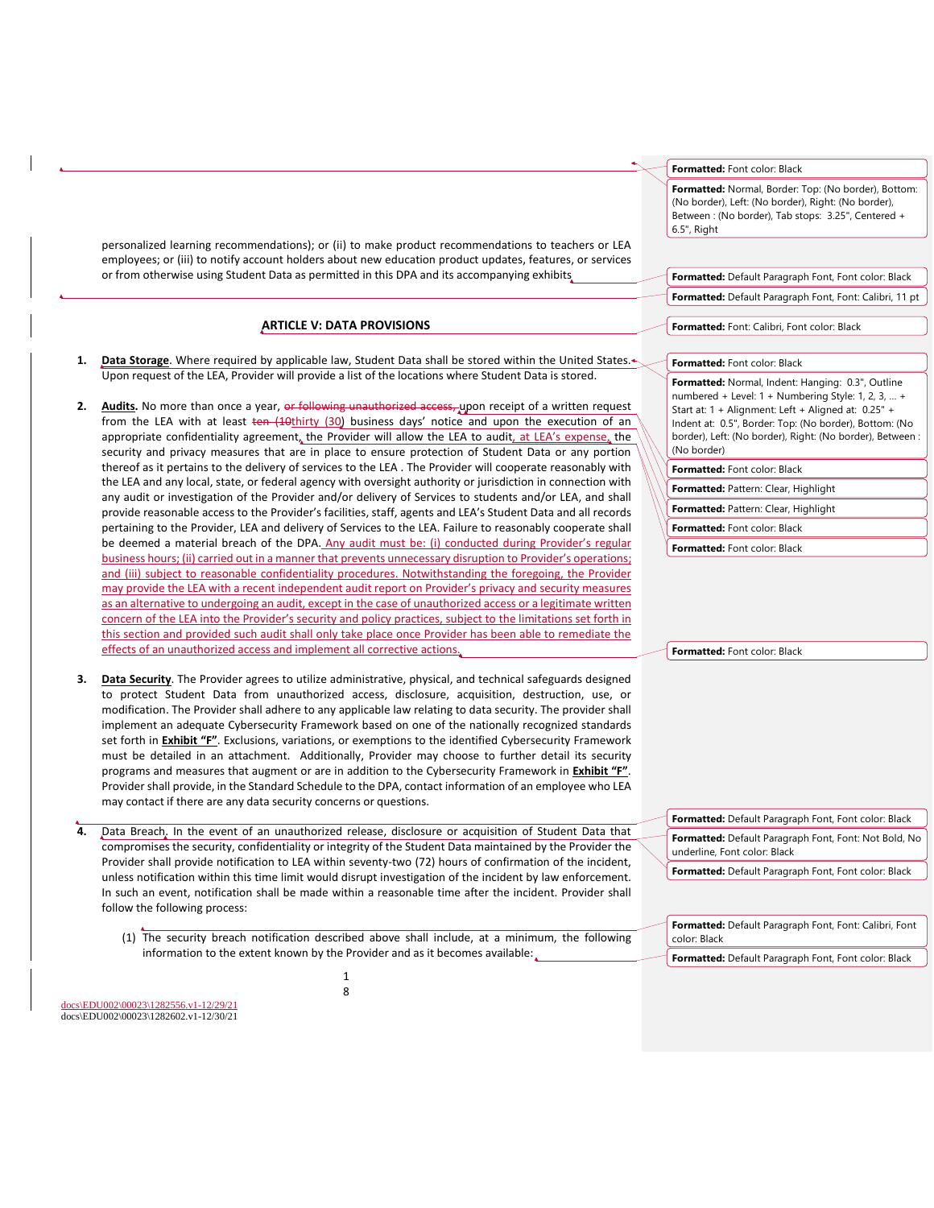personalized learning recommendations); or (ii) to make product recommendations to teachers or LEA employees; or (iii) to notify account holders about new education product updates, features, or services or from otherwise using Student Data as permitted in this DPA and its accompanying exhibits

## ARTICLE V: DATA PROVISIONS

1. **Data Storage**. Where required by applicable law, Student Data shall be stored within the United States. Upon request of the LEA, Provider will provide a list of the locations where Student Data is stored.

2. **Audits.** No more than once a year, ~~or following unauthorized access,~~ upon receipt of a written request from the LEA with at least ~~ten (10~~thirty (30) business days' notice and upon the execution of an appropriate confidentiality agreement, the Provider will allow the LEA to audit, at LEA's expense, the security and privacy measures that are in place to ensure protection of Student Data or any portion thereof as it pertains to the delivery of services to the LEA . The Provider will cooperate reasonably with the LEA and any local, state, or federal agency with oversight authority or jurisdiction in connection with any audit or investigation of the Provider and/or delivery of Services to students and/or LEA, and shall provide reasonable access to the Provider's facilities, staff, agents and LEA's Student Data and all records pertaining to the Provider, LEA and delivery of Services to the LEA. Failure to reasonably cooperate shall be deemed a material breach of the DPA. Any audit must be: (i) conducted during Provider's regular business hours; (ii) carried out in a manner that prevents unnecessary disruption to Provider's operations; and (iii) subject to reasonable confidentiality procedures. Notwithstanding the foregoing, the Provider may provide the LEA with a recent independent audit report on Provider's privacy and security measures as an alternative to undergoing an audit, except in the case of unauthorized access or a legitimate written concern of the LEA into the Provider's security and policy practices, subject to the limitations set forth in this section and provided such audit shall only take place once Provider has been able to remediate the effects of an unauthorized access and implement all corrective actions.

3. **Data Security**. The Provider agrees to utilize administrative, physical, and technical safeguards designed to protect Student Data from unauthorized access, disclosure, acquisition, destruction, use, or modification. The Provider shall adhere to any applicable law relating to data security. The provider shall implement an adequate Cybersecurity Framework based on one of the nationally recognized standards set forth in **Exhibit "F"**. Exclusions, variations, or exemptions to the identified Cybersecurity Framework must be detailed in an attachment. Additionally, Provider may choose to further detail its security programs and measures that augment or are in addition to the Cybersecurity Framework in **Exhibit "F"**. Provider shall provide, in the Standard Schedule to the DPA, contact information of an employee who LEA may contact if there are any data security concerns or questions.

4. Data Breach. In the event of an unauthorized release, disclosure or acquisition of Student Data that compromises the security, confidentiality or integrity of the Student Data maintained by the Provider the Provider shall provide notification to LEA within seventy-two (72) hours of confirmation of the incident, unless notification within this time limit would disrupt investigation of the incident by law enforcement. In such an event, notification shall be made within a reasonable time after the incident. Provider shall follow the following process:

   (1) The security breach notification described above shall include, at a minimum, the following information to the extent known by the Provider and as it becomes available:

docs\EDU002\00023\1282556.v1-12/29/21
docs\EDU002\00023\1282602.v1-12/30/21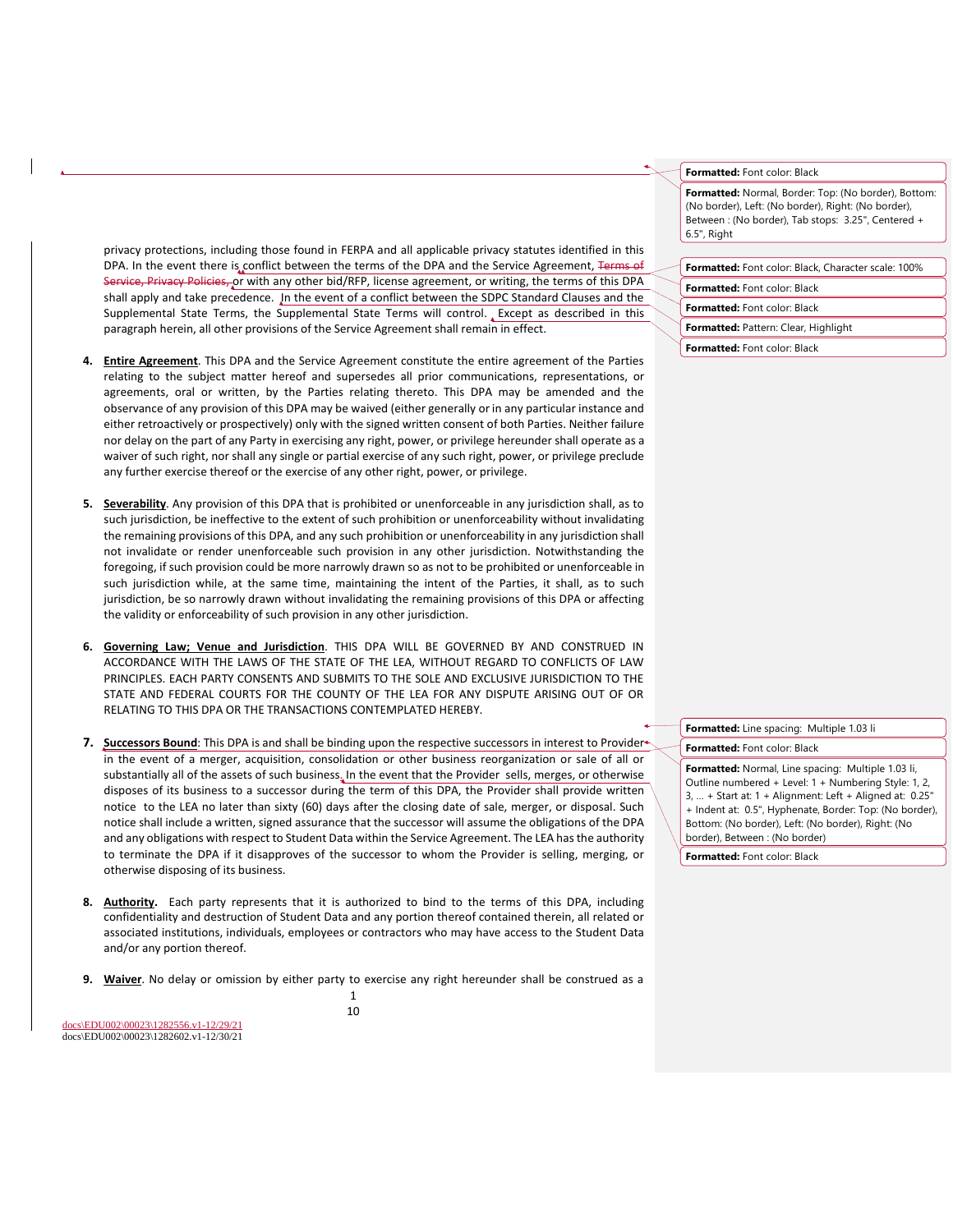privacy protections, including those found in FERPA and all applicable privacy statutes identified in this DPA. In the event there is conflict between the terms of the DPA and the Service Agreement, ~~Terms of Service, Privacy Policies,~~ or with any other bid/RFP, license agreement, or writing, the terms of this DPA shall apply and take precedence. In the event of a conflict between the SDPC Standard Clauses and the Supplemental State Terms, the Supplemental State Terms will control. Except as described in this paragraph herein, all other provisions of the Service Agreement shall remain in effect.

4. **Entire Agreement**. This DPA and the Service Agreement constitute the entire agreement of the Parties relating to the subject matter hereof and supersedes all prior communications, representations, or agreements, oral or written, by the Parties relating thereto. This DPA may be amended and the observance of any provision of this DPA may be waived (either generally or in any particular instance and either retroactively or prospectively) only with the signed written consent of both Parties. Neither failure nor delay on the part of any Party in exercising any right, power, or privilege hereunder shall operate as a waiver of such right, nor shall any single or partial exercise of any such right, power, or privilege preclude any further exercise thereof or the exercise of any other right, power, or privilege.

5. **Severability**. Any provision of this DPA that is prohibited or unenforceable in any jurisdiction shall, as to such jurisdiction, be ineffective to the extent of such prohibition or unenforceability without invalidating the remaining provisions of this DPA, and any such prohibition or unenforceability in any jurisdiction shall not invalidate or render unenforceable such provision in any other jurisdiction. Notwithstanding the foregoing, if such provision could be more narrowly drawn so as not to be prohibited or unenforceable in such jurisdiction while, at the same time, maintaining the intent of the Parties, it shall, as to such jurisdiction, be so narrowly drawn without invalidating the remaining provisions of this DPA or affecting the validity or enforceability of such provision in any other jurisdiction.

6. **Governing Law; Venue and Jurisdiction**. THIS DPA WILL BE GOVERNED BY AND CONSTRUED IN ACCORDANCE WITH THE LAWS OF THE STATE OF THE LEA, WITHOUT REGARD TO CONFLICTS OF LAW PRINCIPLES. EACH PARTY CONSENTS AND SUBMITS TO THE SOLE AND EXCLUSIVE JURISDICTION TO THE STATE AND FEDERAL COURTS FOR THE COUNTY OF THE LEA FOR ANY DISPUTE ARISING OUT OF OR RELATING TO THIS DPA OR THE TRANSACTIONS CONTEMPLATED HEREBY.

7. **Successors Bound**: This DPA is and shall be binding upon the respective successors in interest to Provider in the event of a merger, acquisition, consolidation or other business reorganization or sale of all or substantially all of the assets of such business. In the event that the Provider sells, merges, or otherwise disposes of its business to a successor during the term of this DPA, the Provider shall provide written notice to the LEA no later than sixty (60) days after the closing date of sale, merger, or disposal. Such notice shall include a written, signed assurance that the successor will assume the obligations of the DPA and any obligations with respect to Student Data within the Service Agreement. The LEA has the authority to terminate the DPA if it disapproves of the successor to whom the Provider is selling, merging, or otherwise disposing of its business.

8. **Authority.** Each party represents that it is authorized to bind to the terms of this DPA, including confidentiality and destruction of Student Data and any portion thereof contained therein, all related or associated institutions, individuals, employees or contractors who may have access to the Student Data and/or any portion thereof.

9. **Waiver**. No delay or omission by either party to exercise any right hereunder shall be construed as a

Formatted: Font color: Black

Formatted: Normal, Border: Top: (No border), Bottom: (No border), Left: (No border), Right: (No border), Between : (No border), Tab stops: 3.25", Centered + 6.5", Right

Formatted: Font color: Black, Character scale: 100%

Formatted: Font color: Black

Formatted: Font color: Black

Formatted: Pattern: Clear, Highlight

Formatted: Font color: Black

Formatted: Line spacing: Multiple 1.03 li

Formatted: Font color: Black

Formatted: Normal, Line spacing: Multiple 1.03 li, Outline numbered + Level: 1 + Numbering Style: 1, 2, 3, … + Start at: 1 + Alignment: Left + Aligned at: 0.25" + Indent at: 0.5", Hyphenate, Border: Top: (No border), Bottom: (No border), Left: (No border), Right: (No border), Between : (No border)

Formatted: Font color: Black

docs\EDU002\00023\1282556.v1-12/29/21
docs\EDU002\00023\1282602.v1-12/30/21